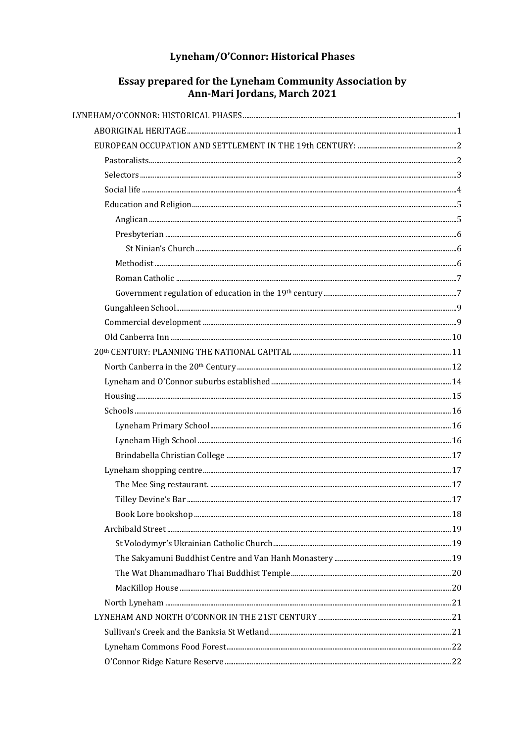# Lyneham/O'Connor: Historical Phases

## Essay prepared for the Lyneham Community Association by Ann-Mari Jordans, March 2021

- LYNEHAM/O'CONNOR: HISTORICAL PHASES ..... 1
  - ABORIGINAL HERITAGE ..... 1
  - EUROPEAN OCCUPATION AND SETTLEMENT IN THE 19th CENTURY: ..... 2
    - Pastoralists ..... 2
    - Selectors ..... 3
    - Social life ..... 4
    - Education and Religion ..... 5
      - Anglican ..... 5
      - Presbyterian ..... 6
        - St Ninian's Church ..... 6
      - Methodist ..... 6
      - Roman Catholic ..... 7
      - Government regulation of education in the 19th century ..... 7
    - Gungahleen School ..... 9
    - Commercial development ..... 9
    - Old Canberra Inn ..... 10
  - 20th CENTURY: PLANNING THE NATIONAL CAPITAL ..... 11
    - North Canberra in the 20th Century ..... 12
    - Lyneham and O'Connor suburbs established ..... 14
    - Housing ..... 15
    - Schools ..... 16
      - Lyneham Primary School ..... 16
      - Lyneham High School ..... 16
      - Brindabella Christian College ..... 17
    - Lyneham shopping centre ..... 17
      - The Mee Sing restaurant. ..... 17
      - Tilley Devine's Bar ..... 17
      - Book Lore bookshop ..... 18
    - Archibald Street ..... 19
      - St Volodymyr's Ukrainian Catholic Church ..... 19
      - The Sakyamuni Buddhist Centre and Van Hanh Monastery ..... 19
      - The Wat Dhammadharo Thai Buddhist Temple ..... 20
      - MacKillop House ..... 20
    - North Lyneham ..... 21
  - LYNEHAM AND NORTH O'CONNOR IN THE 21ST CENTURY ..... 21
    - Sullivan's Creek and the Banksia St Wetland ..... 21
    - Lyneham Commons Food Forest ..... 22
    - O'Connor Ridge Nature Reserve ..... 22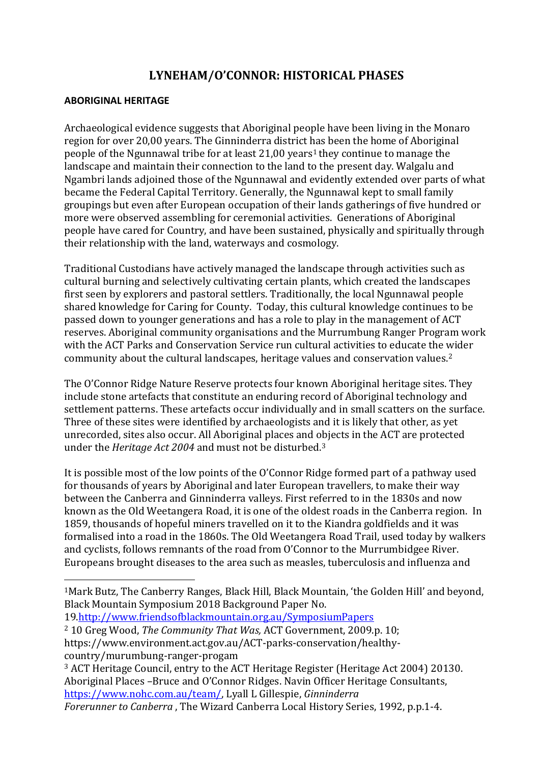# LYNEHAM/O'CONNOR: HISTORICAL PHASES

**ABORIGINAL HERITAGE**

Archaeological evidence suggests that Aboriginal people have been living in the Monaro region for over 20,00 years. The Ginninderra district has been the home of Aboriginal people of the Ngunnawal tribe for at least 21,00 years[1] they continue to manage the landscape and maintain their connection to the land to the present day. Walgalu and Ngambri lands adjoined those of the Ngunnawal and evidently extended over parts of what became the Federal Capital Territory. Generally, the Ngunnawal kept to small family groupings but even after European occupation of their lands gatherings of five hundred or more were observed assembling for ceremonial activities. Generations of Aboriginal people have cared for Country, and have been sustained, physically and spiritually through their relationship with the land, waterways and cosmology.

Traditional Custodians have actively managed the landscape through activities such as cultural burning and selectively cultivating certain plants, which created the landscapes first seen by explorers and pastoral settlers. Traditionally, the local Ngunnawal people shared knowledge for Caring for County. Today, this cultural knowledge continues to be passed down to younger generations and has a role to play in the management of ACT reserves. Aboriginal community organisations and the Murrumbung Ranger Program work with the ACT Parks and Conservation Service run cultural activities to educate the wider community about the cultural landscapes, heritage values and conservation values.[2]

The O'Connor Ridge Nature Reserve protects four known Aboriginal heritage sites. They include stone artefacts that constitute an enduring record of Aboriginal technology and settlement patterns. These artefacts occur individually and in small scatters on the surface. Three of these sites were identified by archaeologists and it is likely that other, as yet unrecorded, sites also occur. All Aboriginal places and objects in the ACT are protected under the *Heritage Act 2004* and must not be disturbed.[3]

It is possible most of the low points of the O'Connor Ridge formed part of a pathway used for thousands of years by Aboriginal and later European travellers, to make their way between the Canberra and Ginninderra valleys. First referred to in the 1830s and now known as the Old Weetangera Road, it is one of the oldest roads in the Canberra region. In 1859, thousands of hopeful miners travelled on it to the Kiandra goldfields and it was formalised into a road in the 1860s. The Old Weetangera Road Trail, used today by walkers and cyclists, follows remnants of the road from O'Connor to the Murrumbidgee River. Europeans brought diseases to the area such as measles, tuberculosis and influenza and

---

[1] Mark Butz, The Canberry Ranges, Black Hill, Black Mountain, 'the Golden Hill' and beyond, Black Mountain Symposium 2018 Background Paper No. 19.http://www.friendsofblackmountain.org.au/SymposiumPapers

[2] 10 Greg Wood, *The Community That Was,* ACT Government, 2009.p. 10; https://www.environment.act.gov.au/ACT-parks-conservation/healthy-country/murumbung-ranger-progam

[3] ACT Heritage Council, entry to the ACT Heritage Register (Heritage Act 2004) 20130. Aboriginal Places –Bruce and O'Connor Ridges. Navin Officer Heritage Consultants, https://www.nohc.com.au/team/, Lyall L Gillespie, *Ginninderra Forerunner to Canberra* , The Wizard Canberra Local History Series, 1992, p.p.1-4.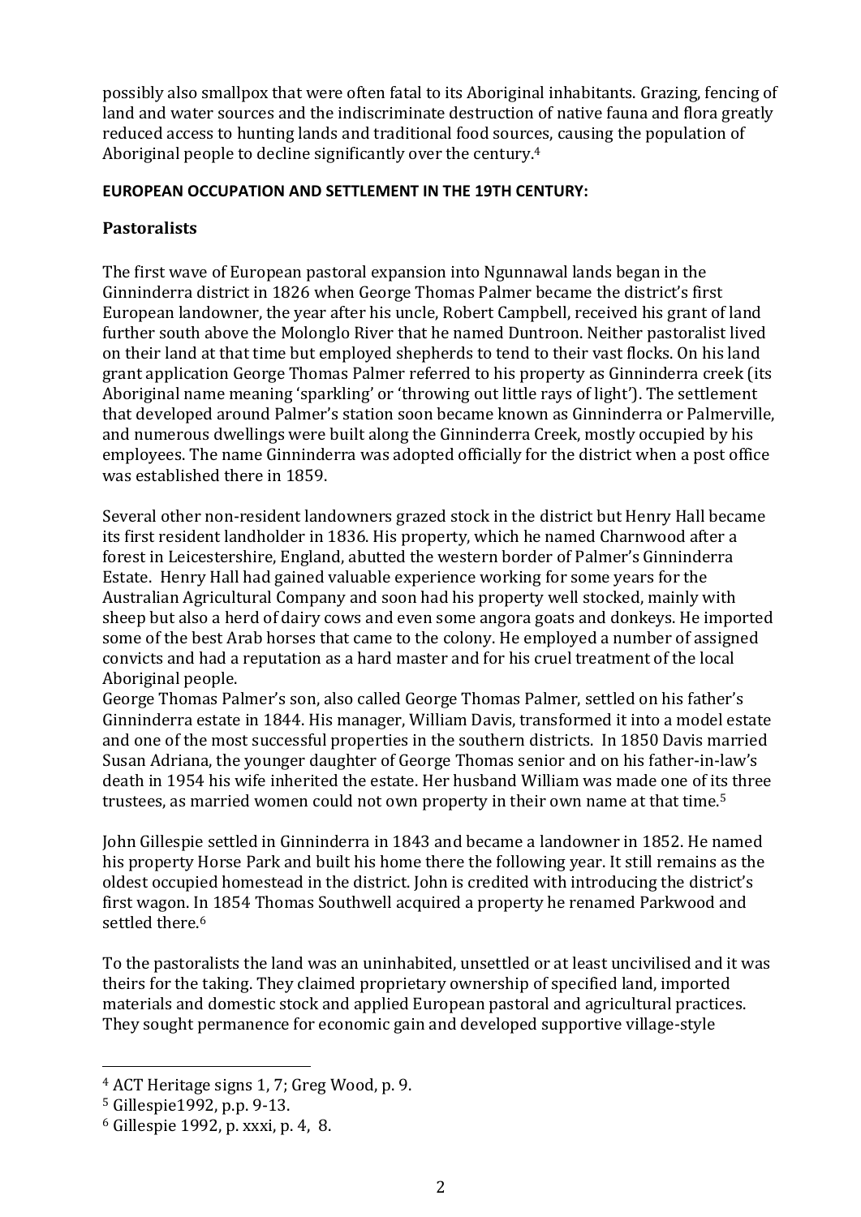possibly also smallpox that were often fatal to its Aboriginal inhabitants. Grazing, fencing of land and water sources and the indiscriminate destruction of native fauna and flora greatly reduced access to hunting lands and traditional food sources, causing the population of Aboriginal people to decline significantly over the century.[4]

**EUROPEAN OCCUPATION AND SETTLEMENT IN THE 19TH CENTURY:**

## Pastoralists

The first wave of European pastoral expansion into Ngunnawal lands began in the Ginninderra district in 1826 when George Thomas Palmer became the district's first European landowner, the year after his uncle, Robert Campbell, received his grant of land further south above the Molonglo River that he named Duntroon. Neither pastoralist lived on their land at that time but employed shepherds to tend to their vast flocks. On his land grant application George Thomas Palmer referred to his property as Ginninderra creek (its Aboriginal name meaning 'sparkling' or 'throwing out little rays of light'). The settlement that developed around Palmer's station soon became known as Ginninderra or Palmerville, and numerous dwellings were built along the Ginninderra Creek, mostly occupied by his employees. The name Ginninderra was adopted officially for the district when a post office was established there in 1859.

Several other non-resident landowners grazed stock in the district but Henry Hall became its first resident landholder in 1836. His property, which he named Charnwood after a forest in Leicestershire, England, abutted the western border of Palmer's Ginninderra Estate. Henry Hall had gained valuable experience working for some years for the Australian Agricultural Company and soon had his property well stocked, mainly with sheep but also a herd of dairy cows and even some angora goats and donkeys. He imported some of the best Arab horses that came to the colony. He employed a number of assigned convicts and had a reputation as a hard master and for his cruel treatment of the local Aboriginal people.
George Thomas Palmer's son, also called George Thomas Palmer, settled on his father's Ginninderra estate in 1844. His manager, William Davis, transformed it into a model estate and one of the most successful properties in the southern districts. In 1850 Davis married Susan Adriana, the younger daughter of George Thomas senior and on his father-in-law's death in 1954 his wife inherited the estate. Her husband William was made one of its three trustees, as married women could not own property in their own name at that time.[5]

John Gillespie settled in Ginninderra in 1843 and became a landowner in 1852. He named his property Horse Park and built his home there the following year. It still remains as the oldest occupied homestead in the district. John is credited with introducing the district's first wagon. In 1854 Thomas Southwell acquired a property he renamed Parkwood and settled there.[6]

To the pastoralists the land was an uninhabited, unsettled or at least uncivilised and it was theirs for the taking. They claimed proprietary ownership of specified land, imported materials and domestic stock and applied European pastoral and agricultural practices. They sought permanence for economic gain and developed supportive village-style

---

[4] ACT Heritage signs 1, 7; Greg Wood, p. 9.

[5] Gillespie1992, p.p. 9-13.

[6] Gillespie 1992, p. xxxi, p. 4, 8.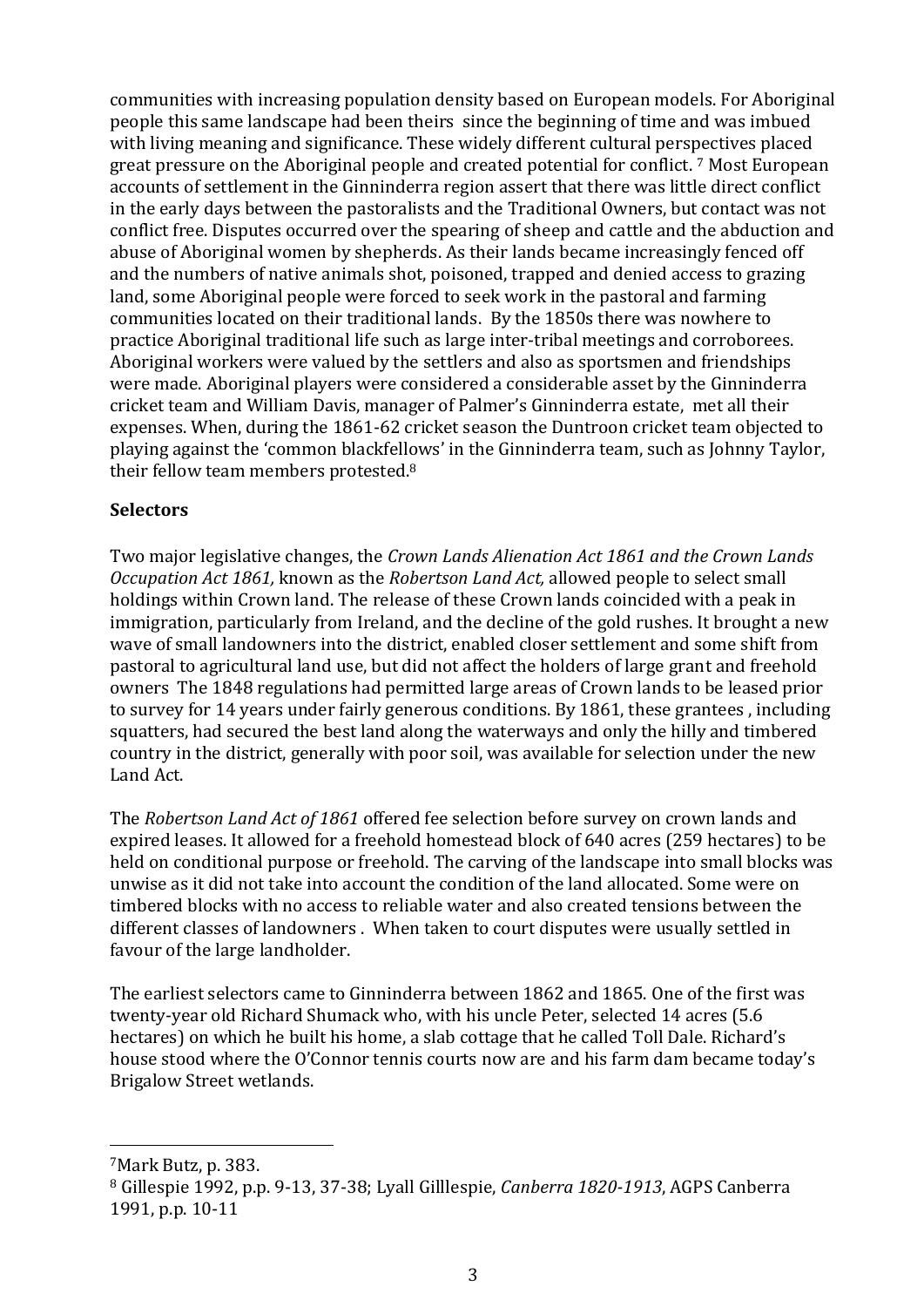communities with increasing population density based on European models. For Aboriginal people this same landscape had been theirs since the beginning of time and was imbued with living meaning and significance. These widely different cultural perspectives placed great pressure on the Aboriginal people and created potential for conflict. [7] Most European accounts of settlement in the Ginninderra region assert that there was little direct conflict in the early days between the pastoralists and the Traditional Owners, but contact was not conflict free. Disputes occurred over the spearing of sheep and cattle and the abduction and abuse of Aboriginal women by shepherds. As their lands became increasingly fenced off and the numbers of native animals shot, poisoned, trapped and denied access to grazing land, some Aboriginal people were forced to seek work in the pastoral and farming communities located on their traditional lands. By the 1850s there was nowhere to practice Aboriginal traditional life such as large inter-tribal meetings and corroborees. Aboriginal workers were valued by the settlers and also as sportsmen and friendships were made. Aboriginal players were considered a considerable asset by the Ginninderra cricket team and William Davis, manager of Palmer's Ginninderra estate, met all their expenses. When, during the 1861-62 cricket season the Duntroon cricket team objected to playing against the 'common blackfellows' in the Ginninderra team, such as Johnny Taylor, their fellow team members protested.[8]

**Selectors**

Two major legislative changes, the *Crown Lands Alienation Act 1861 and the Crown Lands Occupation Act 1861,* known as the *Robertson Land Act,* allowed people to select small holdings within Crown land. The release of these Crown lands coincided with a peak in immigration, particularly from Ireland, and the decline of the gold rushes. It brought a new wave of small landowners into the district, enabled closer settlement and some shift from pastoral to agricultural land use, but did not affect the holders of large grant and freehold owners The 1848 regulations had permitted large areas of Crown lands to be leased prior to survey for 14 years under fairly generous conditions. By 1861, these grantees , including squatters, had secured the best land along the waterways and only the hilly and timbered country in the district, generally with poor soil, was available for selection under the new Land Act.

The *Robertson Land Act of 1861* offered fee selection before survey on crown lands and expired leases. It allowed for a freehold homestead block of 640 acres (259 hectares) to be held on conditional purpose or freehold. The carving of the landscape into small blocks was unwise as it did not take into account the condition of the land allocated. Some were on timbered blocks with no access to reliable water and also created tensions between the different classes of landowners . When taken to court disputes were usually settled in favour of the large landholder.

The earliest selectors came to Ginninderra between 1862 and 1865. One of the first was twenty-year old Richard Shumack who, with his uncle Peter, selected 14 acres (5.6 hectares) on which he built his home, a slab cottage that he called Toll Dale. Richard's house stood where the O'Connor tennis courts now are and his farm dam became today's Brigalow Street wetlands.

---

[7] Mark Butz, p. 383.

[8] Gillespie 1992, p.p. 9-13, 37-38; Lyall Gilllespie, *Canberra 1820-1913*, AGPS Canberra 1991, p.p. 10-11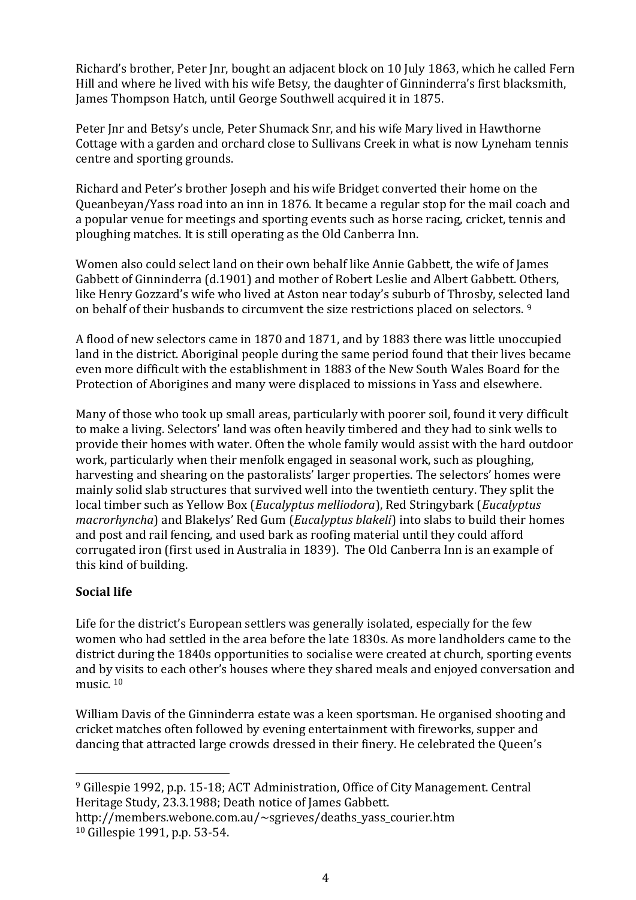Richard's brother, Peter Jnr, bought an adjacent block on 10 July 1863, which he called Fern Hill and where he lived with his wife Betsy, the daughter of Ginninderra's first blacksmith, James Thompson Hatch, until George Southwell acquired it in 1875.

Peter Jnr and Betsy's uncle, Peter Shumack Snr, and his wife Mary lived in Hawthorne Cottage with a garden and orchard close to Sullivans Creek in what is now Lyneham tennis centre and sporting grounds.

Richard and Peter's brother Joseph and his wife Bridget converted their home on the Queanbeyan/Yass road into an inn in 1876. It became a regular stop for the mail coach and a popular venue for meetings and sporting events such as horse racing, cricket, tennis and ploughing matches. It is still operating as the Old Canberra Inn.

Women also could select land on their own behalf like Annie Gabbett, the wife of James Gabbett of Ginninderra (d.1901) and mother of Robert Leslie and Albert Gabbett. Others, like Henry Gozzard's wife who lived at Aston near today's suburb of Throsby, selected land on behalf of their husbands to circumvent the size restrictions placed on selectors. [9]

A flood of new selectors came in 1870 and 1871, and by 1883 there was little unoccupied land in the district. Aboriginal people during the same period found that their lives became even more difficult with the establishment in 1883 of the New South Wales Board for the Protection of Aborigines and many were displaced to missions in Yass and elsewhere.

Many of those who took up small areas, particularly with poorer soil, found it very difficult to make a living. Selectors' land was often heavily timbered and they had to sink wells to provide their homes with water. Often the whole family would assist with the hard outdoor work, particularly when their menfolk engaged in seasonal work, such as ploughing, harvesting and shearing on the pastoralists' larger properties. The selectors' homes were mainly solid slab structures that survived well into the twentieth century. They split the local timber such as Yellow Box (*Eucalyptus melliodora*), Red Stringybark (*Eucalyptus macrorhyncha*) and Blakelys' Red Gum (*Eucalyptus blakeli*) into slabs to build their homes and post and rail fencing, and used bark as roofing material until they could afford corrugated iron (first used in Australia in 1839). The Old Canberra Inn is an example of this kind of building.

**Social life**

Life for the district's European settlers was generally isolated, especially for the few women who had settled in the area before the late 1830s. As more landholders came to the district during the 1840s opportunities to socialise were created at church, sporting events and by visits to each other's houses where they shared meals and enjoyed conversation and music. [10]

William Davis of the Ginninderra estate was a keen sportsman. He organised shooting and cricket matches often followed by evening entertainment with fireworks, supper and dancing that attracted large crowds dressed in their finery. He celebrated the Queen's

---

[9] Gillespie 1992, p.p. 15-18; ACT Administration, Office of City Management. Central Heritage Study, 23.3.1988; Death notice of James Gabbett.
http://members.webone.com.au/~sgrieves/deaths_yass_courier.htm

[10] Gillespie 1991, p.p. 53-54.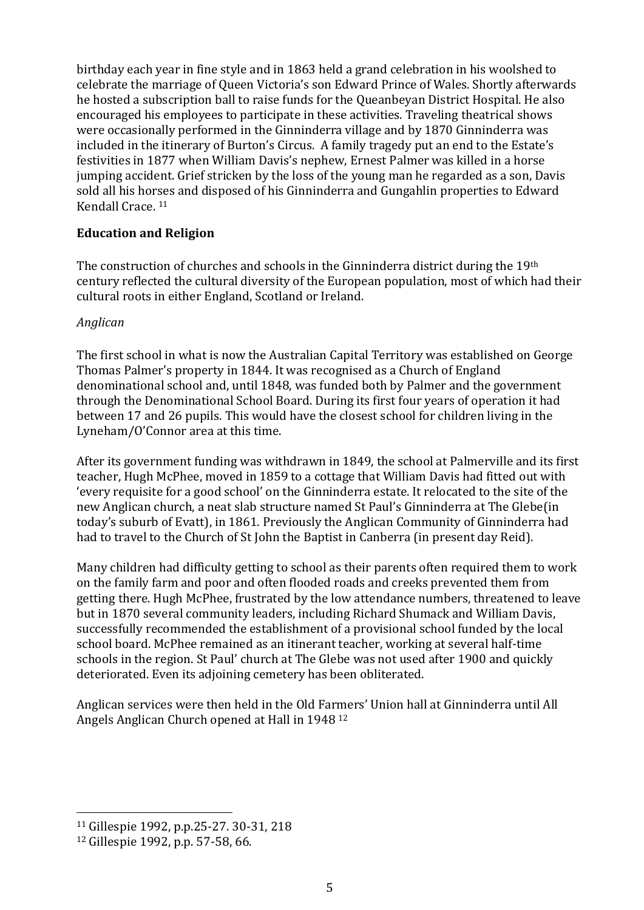birthday each year in fine style and in 1863 held a grand celebration in his woolshed to celebrate the marriage of Queen Victoria's son Edward Prince of Wales. Shortly afterwards he hosted a subscription ball to raise funds for the Queanbeyan District Hospital. He also encouraged his employees to participate in these activities. Traveling theatrical shows were occasionally performed in the Ginninderra village and by 1870 Ginninderra was included in the itinerary of Burton's Circus. A family tragedy put an end to the Estate's festivities in 1877 when William Davis's nephew, Ernest Palmer was killed in a horse jumping accident. Grief stricken by the loss of the young man he regarded as a son, Davis sold all his horses and disposed of his Ginninderra and Gungahlin properties to Edward Kendall Crace. [11]

**Education and Religion**

The construction of churches and schools in the Ginninderra district during the 19th century reflected the cultural diversity of the European population, most of which had their cultural roots in either England, Scotland or Ireland.

*Anglican*

The first school in what is now the Australian Capital Territory was established on George Thomas Palmer's property in 1844. It was recognised as a Church of England denominational school and, until 1848, was funded both by Palmer and the government through the Denominational School Board. During its first four years of operation it had between 17 and 26 pupils. This would have the closest school for children living in the Lyneham/O'Connor area at this time.

After its government funding was withdrawn in 1849, the school at Palmerville and its first teacher, Hugh McPhee, moved in 1859 to a cottage that William Davis had fitted out with 'every requisite for a good school' on the Ginninderra estate. It relocated to the site of the new Anglican church, a neat slab structure named St Paul's Ginninderra at The Glebe(in today's suburb of Evatt), in 1861. Previously the Anglican Community of Ginninderra had had to travel to the Church of St John the Baptist in Canberra (in present day Reid).

Many children had difficulty getting to school as their parents often required them to work on the family farm and poor and often flooded roads and creeks prevented them from getting there. Hugh McPhee, frustrated by the low attendance numbers, threatened to leave but in 1870 several community leaders, including Richard Shumack and William Davis, successfully recommended the establishment of a provisional school funded by the local school board. McPhee remained as an itinerant teacher, working at several half-time schools in the region. St Paul' church at The Glebe was not used after 1900 and quickly deteriorated. Even its adjoining cemetery has been obliterated.

Anglican services were then held in the Old Farmers' Union hall at Ginninderra until All Angels Anglican Church opened at Hall in 1948 [12]

---

[11] Gillespie 1992, p.p.25-27. 30-31, 218

[12] Gillespie 1992, p.p. 57-58, 66.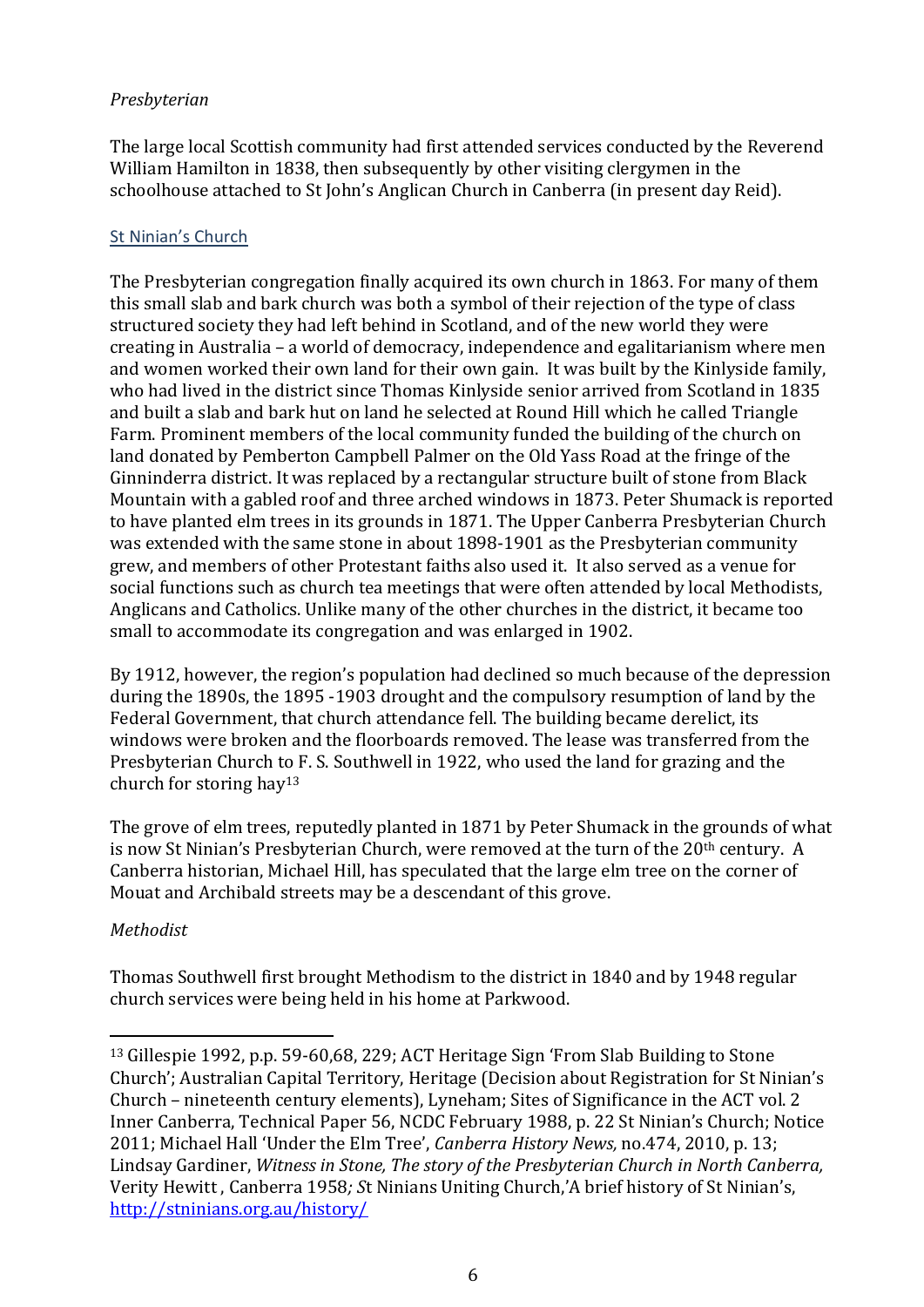*Presbyterian*

The large local Scottish community had first attended services conducted by the Reverend William Hamilton in 1838, then subsequently by other visiting clergymen in the schoolhouse attached to St John's Anglican Church in Canberra (in present day Reid).

St Ninian's Church

The Presbyterian congregation finally acquired its own church in 1863. For many of them this small slab and bark church was both a symbol of their rejection of the type of class structured society they had left behind in Scotland, and of the new world they were creating in Australia – a world of democracy, independence and egalitarianism where men and women worked their own land for their own gain. It was built by the Kinlyside family, who had lived in the district since Thomas Kinlyside senior arrived from Scotland in 1835 and built a slab and bark hut on land he selected at Round Hill which he called Triangle Farm. Prominent members of the local community funded the building of the church on land donated by Pemberton Campbell Palmer on the Old Yass Road at the fringe of the Ginninderra district. It was replaced by a rectangular structure built of stone from Black Mountain with a gabled roof and three arched windows in 1873. Peter Shumack is reported to have planted elm trees in its grounds in 1871. The Upper Canberra Presbyterian Church was extended with the same stone in about 1898-1901 as the Presbyterian community grew, and members of other Protestant faiths also used it. It also served as a venue for social functions such as church tea meetings that were often attended by local Methodists, Anglicans and Catholics. Unlike many of the other churches in the district, it became too small to accommodate its congregation and was enlarged in 1902.

By 1912, however, the region's population had declined so much because of the depression during the 1890s, the 1895 -1903 drought and the compulsory resumption of land by the Federal Government, that church attendance fell. The building became derelict, its windows were broken and the floorboards removed. The lease was transferred from the Presbyterian Church to F. S. Southwell in 1922, who used the land for grazing and the church for storing hay[13]

The grove of elm trees, reputedly planted in 1871 by Peter Shumack in the grounds of what is now St Ninian's Presbyterian Church, were removed at the turn of the 20th century. A Canberra historian, Michael Hill, has speculated that the large elm tree on the corner of Mouat and Archibald streets may be a descendant of this grove.

*Methodist*

Thomas Southwell first brought Methodism to the district in 1840 and by 1948 regular church services were being held in his home at Parkwood.

---

[13] Gillespie 1992, p.p. 59-60,68, 229; ACT Heritage Sign 'From Slab Building to Stone Church'; Australian Capital Territory, Heritage (Decision about Registration for St Ninian's Church – nineteenth century elements), Lyneham; Sites of Significance in the ACT vol. 2 Inner Canberra, Technical Paper 56, NCDC February 1988, p. 22 St Ninian's Church; Notice 2011; Michael Hall 'Under the Elm Tree', *Canberra History News,* no.474, 2010, p. 13; Lindsay Gardiner, *Witness in Stone, The story of the Presbyterian Church in North Canberra,* Verity Hewitt , Canberra 1958*; S*t Ninians Uniting Church,'A brief history of St Ninian's, http://stninians.org.au/history/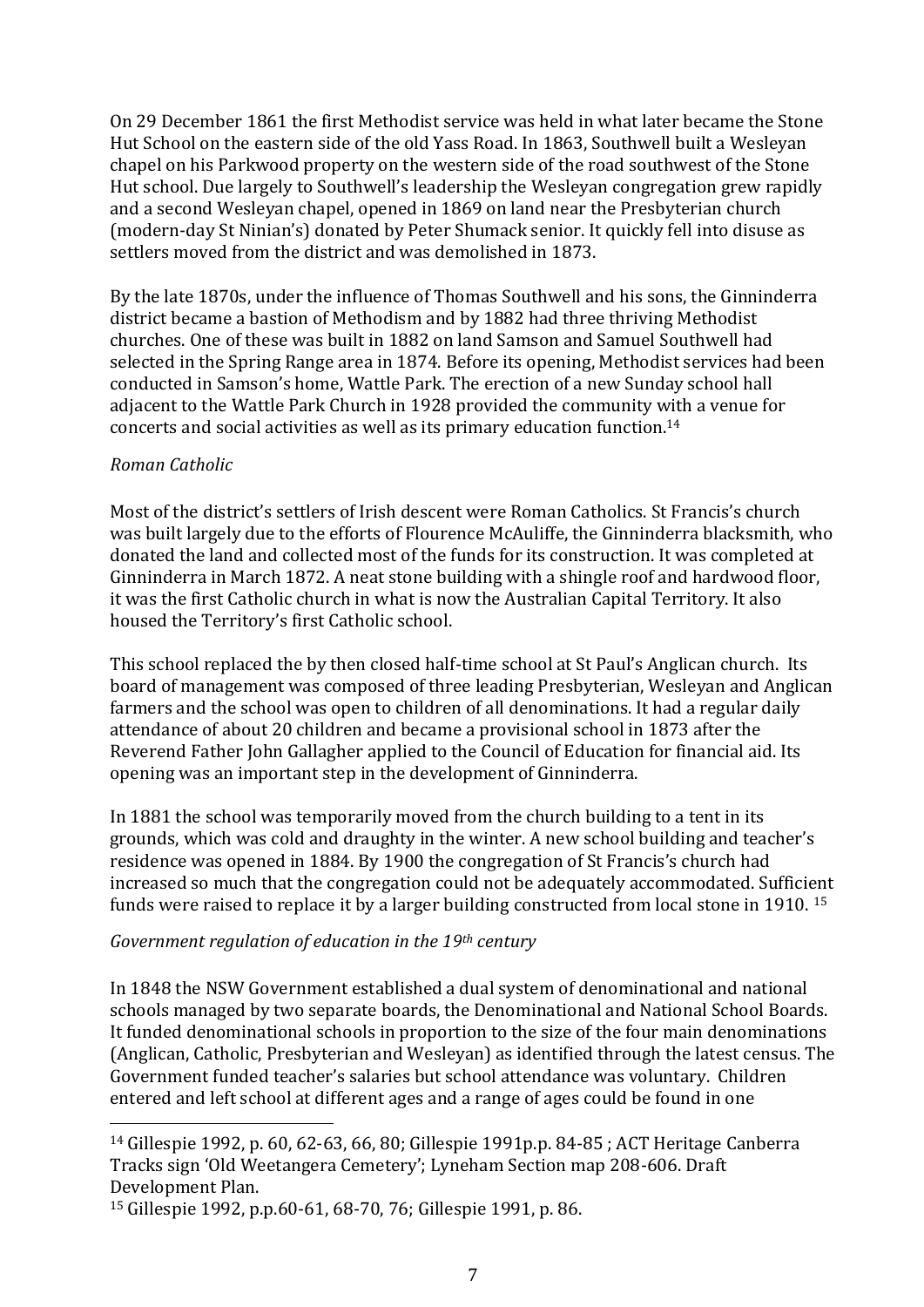On 29 December 1861 the first Methodist service was held in what later became the Stone Hut School on the eastern side of the old Yass Road. In 1863, Southwell built a Wesleyan chapel on his Parkwood property on the western side of the road southwest of the Stone Hut school. Due largely to Southwell's leadership the Wesleyan congregation grew rapidly and a second Wesleyan chapel, opened in 1869 on land near the Presbyterian church (modern-day St Ninian's) donated by Peter Shumack senior. It quickly fell into disuse as settlers moved from the district and was demolished in 1873.

By the late 1870s, under the influence of Thomas Southwell and his sons, the Ginninderra district became a bastion of Methodism and by 1882 had three thriving Methodist churches. One of these was built in 1882 on land Samson and Samuel Southwell had selected in the Spring Range area in 1874. Before its opening, Methodist services had been conducted in Samson's home, Wattle Park. The erection of a new Sunday school hall adjacent to the Wattle Park Church in 1928 provided the community with a venue for concerts and social activities as well as its primary education function.[14]

*Roman Catholic*

Most of the district's settlers of Irish descent were Roman Catholics. St Francis's church was built largely due to the efforts of Flourence McAuliffe, the Ginninderra blacksmith, who donated the land and collected most of the funds for its construction. It was completed at Ginninderra in March 1872. A neat stone building with a shingle roof and hardwood floor, it was the first Catholic church in what is now the Australian Capital Territory. It also housed the Territory's first Catholic school.

This school replaced the by then closed half-time school at St Paul's Anglican church. Its board of management was composed of three leading Presbyterian, Wesleyan and Anglican farmers and the school was open to children of all denominations. It had a regular daily attendance of about 20 children and became a provisional school in 1873 after the Reverend Father John Gallagher applied to the Council of Education for financial aid. Its opening was an important step in the development of Ginninderra.

In 1881 the school was temporarily moved from the church building to a tent in its grounds, which was cold and draughty in the winter. A new school building and teacher's residence was opened in 1884. By 1900 the congregation of St Francis's church had increased so much that the congregation could not be adequately accommodated. Sufficient funds were raised to replace it by a larger building constructed from local stone in 1910. [15]

*Government regulation of education in the 19th century*

In 1848 the NSW Government established a dual system of denominational and national schools managed by two separate boards, the Denominational and National School Boards. It funded denominational schools in proportion to the size of the four main denominations (Anglican, Catholic, Presbyterian and Wesleyan) as identified through the latest census. The Government funded teacher's salaries but school attendance was voluntary. Children entered and left school at different ages and a range of ages could be found in one

---

[14] Gillespie 1992, p. 60, 62-63, 66, 80; Gillespie 1991p.p. 84-85 ; ACT Heritage Canberra Tracks sign 'Old Weetangera Cemetery'; Lyneham Section map 208-606. Draft Development Plan.

[15] Gillespie 1992, p.p.60-61, 68-70, 76; Gillespie 1991, p. 86.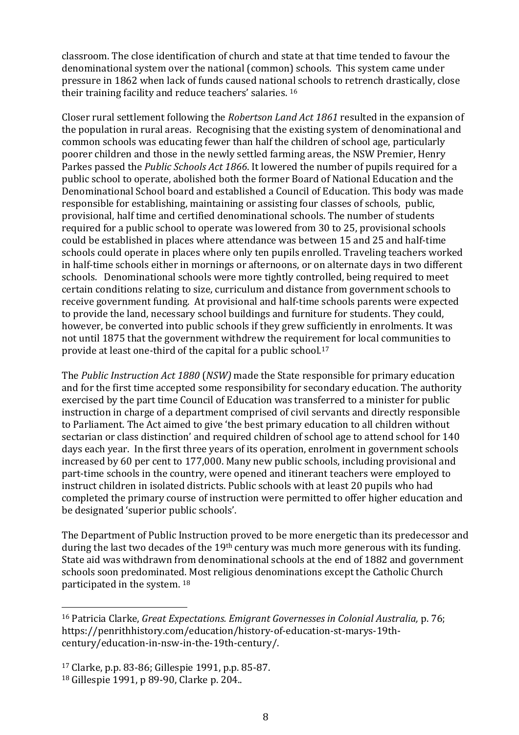classroom. The close identification of church and state at that time tended to favour the denominational system over the national (common) schools. This system came under pressure in 1862 when lack of funds caused national schools to retrench drastically, close their training facility and reduce teachers' salaries. [16]

Closer rural settlement following the *Robertson Land Act 1861* resulted in the expansion of the population in rural areas. Recognising that the existing system of denominational and common schools was educating fewer than half the children of school age, particularly poorer children and those in the newly settled farming areas, the NSW Premier, Henry Parkes passed the *Public Schools Act 1866*. It lowered the number of pupils required for a public school to operate, abolished both the former Board of National Education and the Denominational School board and established a Council of Education. This body was made responsible for establishing, maintaining or assisting four classes of schools, public, provisional, half time and certified denominational schools. The number of students required for a public school to operate was lowered from 30 to 25, provisional schools could be established in places where attendance was between 15 and 25 and half-time schools could operate in places where only ten pupils enrolled. Traveling teachers worked in half-time schools either in mornings or afternoons, or on alternate days in two different schools. Denominational schools were more tightly controlled, being required to meet certain conditions relating to size, curriculum and distance from government schools to receive government funding. At provisional and half-time schools parents were expected to provide the land, necessary school buildings and furniture for students. They could, however, be converted into public schools if they grew sufficiently in enrolments. It was not until 1875 that the government withdrew the requirement for local communities to provide at least one-third of the capital for a public school.[17]

The *Public Instruction Act 1880* (*NSW)* made the State responsible for primary education and for the first time accepted some responsibility for secondary education. The authority exercised by the part time Council of Education was transferred to a minister for public instruction in charge of a department comprised of civil servants and directly responsible to Parliament. The Act aimed to give 'the best primary education to all children without sectarian or class distinction' and required children of school age to attend school for 140 days each year. In the first three years of its operation, enrolment in government schools increased by 60 per cent to 177,000. Many new public schools, including provisional and part-time schools in the country, were opened and itinerant teachers were employed to instruct children in isolated districts. Public schools with at least 20 pupils who had completed the primary course of instruction were permitted to offer higher education and be designated 'superior public schools'.

The Department of Public Instruction proved to be more energetic than its predecessor and during the last two decades of the 19th century was much more generous with its funding. State aid was withdrawn from denominational schools at the end of 1882 and government schools soon predominated. Most religious denominations except the Catholic Church participated in the system. [18]

---

[16] Patricia Clarke, *Great Expectations. Emigrant Governesses in Colonial Australia,* p. 76; https://penrithhistory.com/education/history-of-education-st-marys-19th-century/education-in-nsw-in-the-19th-century/.

[17] Clarke, p.p. 83-86; Gillespie 1991, p.p. 85-87.

[18] Gillespie 1991, p 89-90, Clarke p. 204..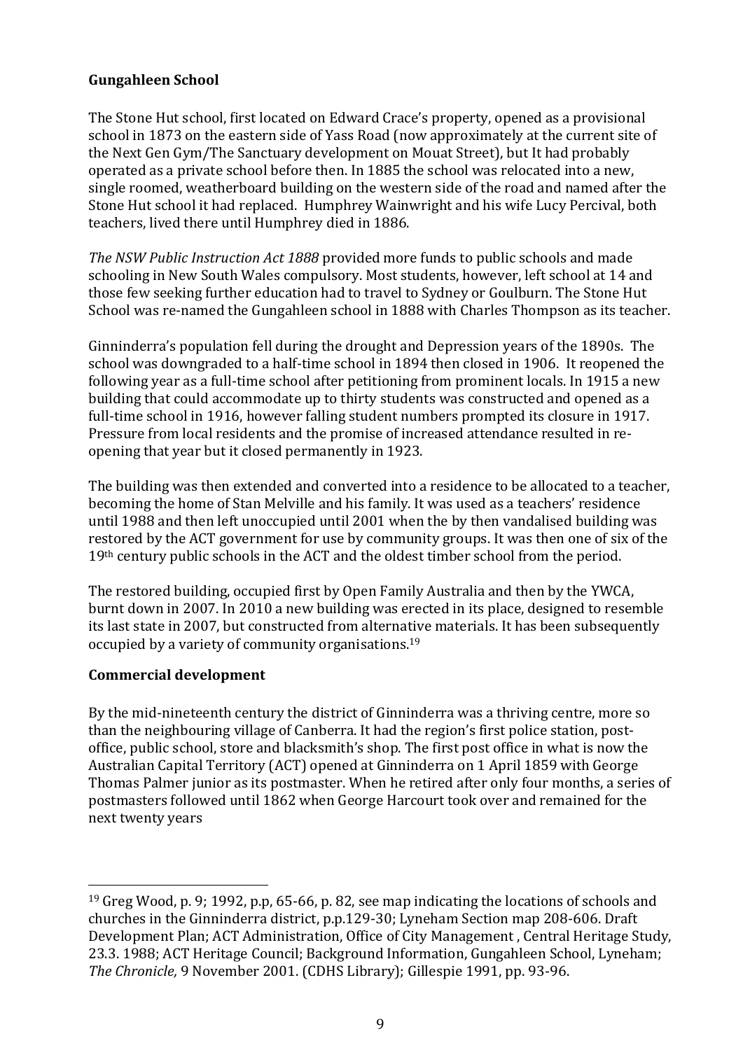**Gungahleen School**

The Stone Hut school, first located on Edward Crace's property, opened as a provisional school in 1873 on the eastern side of Yass Road (now approximately at the current site of the Next Gen Gym/The Sanctuary development on Mouat Street), but It had probably operated as a private school before then. In 1885 the school was relocated into a new, single roomed, weatherboard building on the western side of the road and named after the Stone Hut school it had replaced. Humphrey Wainwright and his wife Lucy Percival, both teachers, lived there until Humphrey died in 1886.

*The NSW Public Instruction Act 1888* provided more funds to public schools and made schooling in New South Wales compulsory. Most students, however, left school at 14 and those few seeking further education had to travel to Sydney or Goulburn. The Stone Hut School was re-named the Gungahleen school in 1888 with Charles Thompson as its teacher.

Ginninderra's population fell during the drought and Depression years of the 1890s. The school was downgraded to a half-time school in 1894 then closed in 1906. It reopened the following year as a full-time school after petitioning from prominent locals. In 1915 a new building that could accommodate up to thirty students was constructed and opened as a full-time school in 1916, however falling student numbers prompted its closure in 1917. Pressure from local residents and the promise of increased attendance resulted in re-opening that year but it closed permanently in 1923.

The building was then extended and converted into a residence to be allocated to a teacher, becoming the home of Stan Melville and his family. It was used as a teachers' residence until 1988 and then left unoccupied until 2001 when the by then vandalised building was restored by the ACT government for use by community groups. It was then one of six of the 19th century public schools in the ACT and the oldest timber school from the period.

The restored building, occupied first by Open Family Australia and then by the YWCA, burnt down in 2007. In 2010 a new building was erected in its place, designed to resemble its last state in 2007, but constructed from alternative materials. It has been subsequently occupied by a variety of community organisations.[19]

**Commercial development**

By the mid-nineteenth century the district of Ginninderra was a thriving centre, more so than the neighbouring village of Canberra. It had the region's first police station, post-office, public school, store and blacksmith's shop. The first post office in what is now the Australian Capital Territory (ACT) opened at Ginninderra on 1 April 1859 with George Thomas Palmer junior as its postmaster. When he retired after only four months, a series of postmasters followed until 1862 when George Harcourt took over and remained for the next twenty years

---

[19] Greg Wood, p. 9; 1992, p.p, 65-66, p. 82, see map indicating the locations of schools and churches in the Ginninderra district, p.p.129-30; Lyneham Section map 208-606. Draft Development Plan; ACT Administration, Office of City Management , Central Heritage Study, 23.3. 1988; ACT Heritage Council; Background Information, Gungahleen School, Lyneham; *The Chronicle,* 9 November 2001. (CDHS Library); Gillespie 1991, pp. 93-96.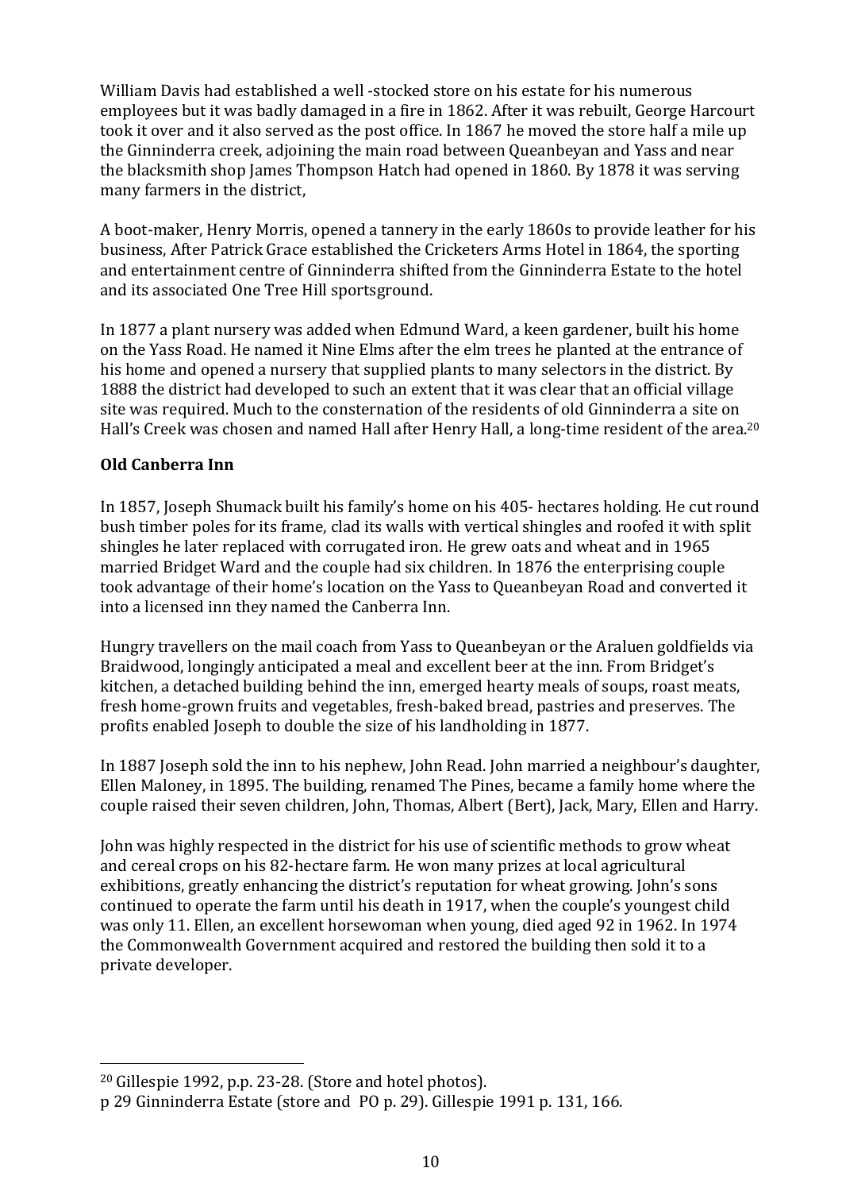William Davis had established a well -stocked store on his estate for his numerous employees but it was badly damaged in a fire in 1862. After it was rebuilt, George Harcourt took it over and it also served as the post office. In 1867 he moved the store half a mile up the Ginninderra creek, adjoining the main road between Queanbeyan and Yass and near the blacksmith shop James Thompson Hatch had opened in 1860. By 1878 it was serving many farmers in the district,

A boot-maker, Henry Morris, opened a tannery in the early 1860s to provide leather for his business, After Patrick Grace established the Cricketers Arms Hotel in 1864, the sporting and entertainment centre of Ginninderra shifted from the Ginninderra Estate to the hotel and its associated One Tree Hill sportsground.

In 1877 a plant nursery was added when Edmund Ward, a keen gardener, built his home on the Yass Road. He named it Nine Elms after the elm trees he planted at the entrance of his home and opened a nursery that supplied plants to many selectors in the district. By 1888 the district had developed to such an extent that it was clear that an official village site was required. Much to the consternation of the residents of old Ginninderra a site on Hall's Creek was chosen and named Hall after Henry Hall, a long-time resident of the area.[20]

**Old Canberra Inn**

In 1857, Joseph Shumack built his family's home on his 405- hectares holding. He cut round bush timber poles for its frame, clad its walls with vertical shingles and roofed it with split shingles he later replaced with corrugated iron. He grew oats and wheat and in 1965 married Bridget Ward and the couple had six children. In 1876 the enterprising couple took advantage of their home's location on the Yass to Queanbeyan Road and converted it into a licensed inn they named the Canberra Inn.

Hungry travellers on the mail coach from Yass to Queanbeyan or the Araluen goldfields via Braidwood, longingly anticipated a meal and excellent beer at the inn. From Bridget's kitchen, a detached building behind the inn, emerged hearty meals of soups, roast meats, fresh home-grown fruits and vegetables, fresh-baked bread, pastries and preserves. The profits enabled Joseph to double the size of his landholding in 1877.

In 1887 Joseph sold the inn to his nephew, John Read. John married a neighbour's daughter, Ellen Maloney, in 1895. The building, renamed The Pines, became a family home where the couple raised their seven children, John, Thomas, Albert (Bert), Jack, Mary, Ellen and Harry.

John was highly respected in the district for his use of scientific methods to grow wheat and cereal crops on his 82-hectare farm. He won many prizes at local agricultural exhibitions, greatly enhancing the district's reputation for wheat growing. John's sons continued to operate the farm until his death in 1917, when the couple's youngest child was only 11. Ellen, an excellent horsewoman when young, died aged 92 in 1962. In 1974 the Commonwealth Government acquired and restored the building then sold it to a private developer.

---

[20] Gillespie 1992, p.p. 23-28. (Store and hotel photos).
p 29 Ginninderra Estate (store and PO p. 29). Gillespie 1991 p. 131, 166.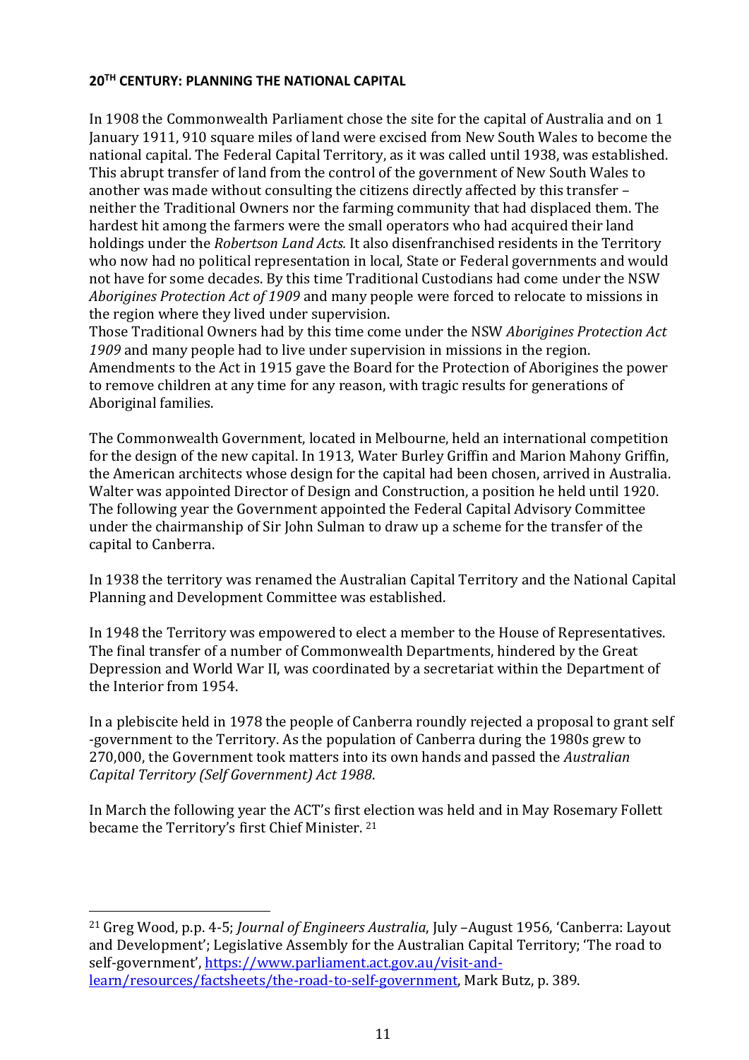**20[TH] CENTURY: PLANNING THE NATIONAL CAPITAL**

In 1908 the Commonwealth Parliament chose the site for the capital of Australia and on 1 January 1911, 910 square miles of land were excised from New South Wales to become the national capital. The Federal Capital Territory, as it was called until 1938, was established. This abrupt transfer of land from the control of the government of New South Wales to another was made without consulting the citizens directly affected by this transfer – neither the Traditional Owners nor the farming community that had displaced them. The hardest hit among the farmers were the small operators who had acquired their land holdings under the *Robertson Land Acts.* It also disenfranchised residents in the Territory who now had no political representation in local, State or Federal governments and would not have for some decades. By this time Traditional Custodians had come under the NSW *Aborigines Protection Act of 1909* and many people were forced to relocate to missions in the region where they lived under supervision.
Those Traditional Owners had by this time come under the NSW *Aborigines Protection Act 1909* and many people had to live under supervision in missions in the region. Amendments to the Act in 1915 gave the Board for the Protection of Aborigines the power to remove children at any time for any reason, with tragic results for generations of Aboriginal families.

The Commonwealth Government, located in Melbourne, held an international competition for the design of the new capital. In 1913, Water Burley Griffin and Marion Mahony Griffin, the American architects whose design for the capital had been chosen, arrived in Australia. Walter was appointed Director of Design and Construction, a position he held until 1920. The following year the Government appointed the Federal Capital Advisory Committee under the chairmanship of Sir John Sulman to draw up a scheme for the transfer of the capital to Canberra.

In 1938 the territory was renamed the Australian Capital Territory and the National Capital Planning and Development Committee was established.

In 1948 the Territory was empowered to elect a member to the House of Representatives. The final transfer of a number of Commonwealth Departments, hindered by the Great Depression and World War II, was coordinated by a secretariat within the Department of the Interior from 1954.

In a plebiscite held in 1978 the people of Canberra roundly rejected a proposal to grant self -government to the Territory. As the population of Canberra during the 1980s grew to 270,000, the Government took matters into its own hands and passed the *Australian Capital Territory (Self Government) Act 1988*.

In March the following year the ACT's first election was held and in May Rosemary Follett became the Territory's first Chief Minister. [21]

---

[21] Greg Wood, p.p. 4-5; *Journal of Engineers Australia*, July –August 1956, 'Canberra: Layout and Development'; Legislative Assembly for the Australian Capital Territory; 'The road to self-government', https://www.parliament.act.gov.au/visit-and-learn/resources/factsheets/the-road-to-self-government, Mark Butz, p. 389.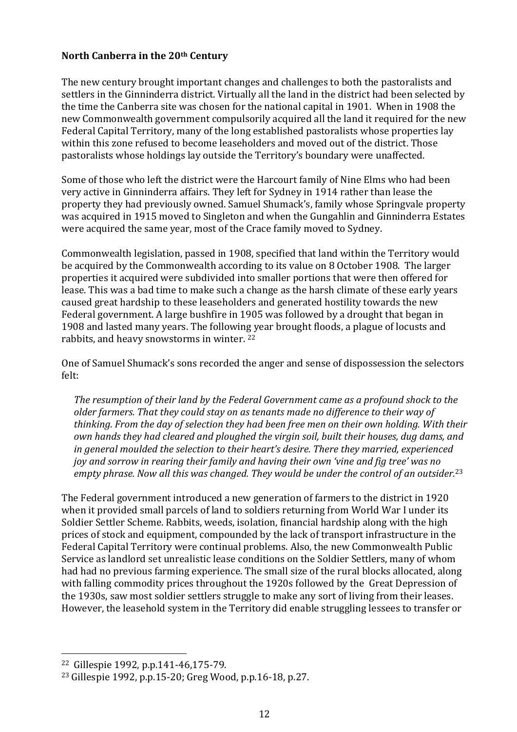**North Canberra in the 20th Century**

The new century brought important changes and challenges to both the pastoralists and settlers in the Ginninderra district. Virtually all the land in the district had been selected by the time the Canberra site was chosen for the national capital in 1901. When in 1908 the new Commonwealth government compulsorily acquired all the land it required for the new Federal Capital Territory, many of the long established pastoralists whose properties lay within this zone refused to become leaseholders and moved out of the district. Those pastoralists whose holdings lay outside the Territory's boundary were unaffected.

Some of those who left the district were the Harcourt family of Nine Elms who had been very active in Ginninderra affairs. They left for Sydney in 1914 rather than lease the property they had previously owned. Samuel Shumack's, family whose Springvale property was acquired in 1915 moved to Singleton and when the Gungahlin and Ginninderra Estates were acquired the same year, most of the Crace family moved to Sydney.

Commonwealth legislation, passed in 1908, specified that land within the Territory would be acquired by the Commonwealth according to its value on 8 October 1908. The larger properties it acquired were subdivided into smaller portions that were then offered for lease. This was a bad time to make such a change as the harsh climate of these early years caused great hardship to these leaseholders and generated hostility towards the new Federal government. A large bushfire in 1905 was followed by a drought that began in 1908 and lasted many years. The following year brought floods, a plague of locusts and rabbits, and heavy snowstorms in winter. [22]

One of Samuel Shumack's sons recorded the anger and sense of dispossession the selectors felt:

> *The resumption of their land by the Federal Government came as a profound shock to the older farmers. That they could stay on as tenants made no difference to their way of thinking. From the day of selection they had been free men on their own holding. With their own hands they had cleared and ploughed the virgin soil, built their houses, dug dams, and in general moulded the selection to their heart's desire. There they married, experienced joy and sorrow in rearing their family and having their own 'vine and fig tree' was no empty phrase. Now all this was changed. They would be under the control of an outsider.*[23]

The Federal government introduced a new generation of farmers to the district in 1920 when it provided small parcels of land to soldiers returning from World War I under its Soldier Settler Scheme. Rabbits, weeds, isolation, financial hardship along with the high prices of stock and equipment, compounded by the lack of transport infrastructure in the Federal Capital Territory were continual problems. Also, the new Commonwealth Public Service as landlord set unrealistic lease conditions on the Soldier Settlers, many of whom had had no previous farming experience. The small size of the rural blocks allocated, along with falling commodity prices throughout the 1920s followed by the Great Depression of the 1930s, saw most soldier settlers struggle to make any sort of living from their leases. However, the leasehold system in the Territory did enable struggling lessees to transfer or

---

[22] Gillespie 1992, p.p.141-46,175-79.

[23] Gillespie 1992, p.p.15-20; Greg Wood, p.p.16-18, p.27.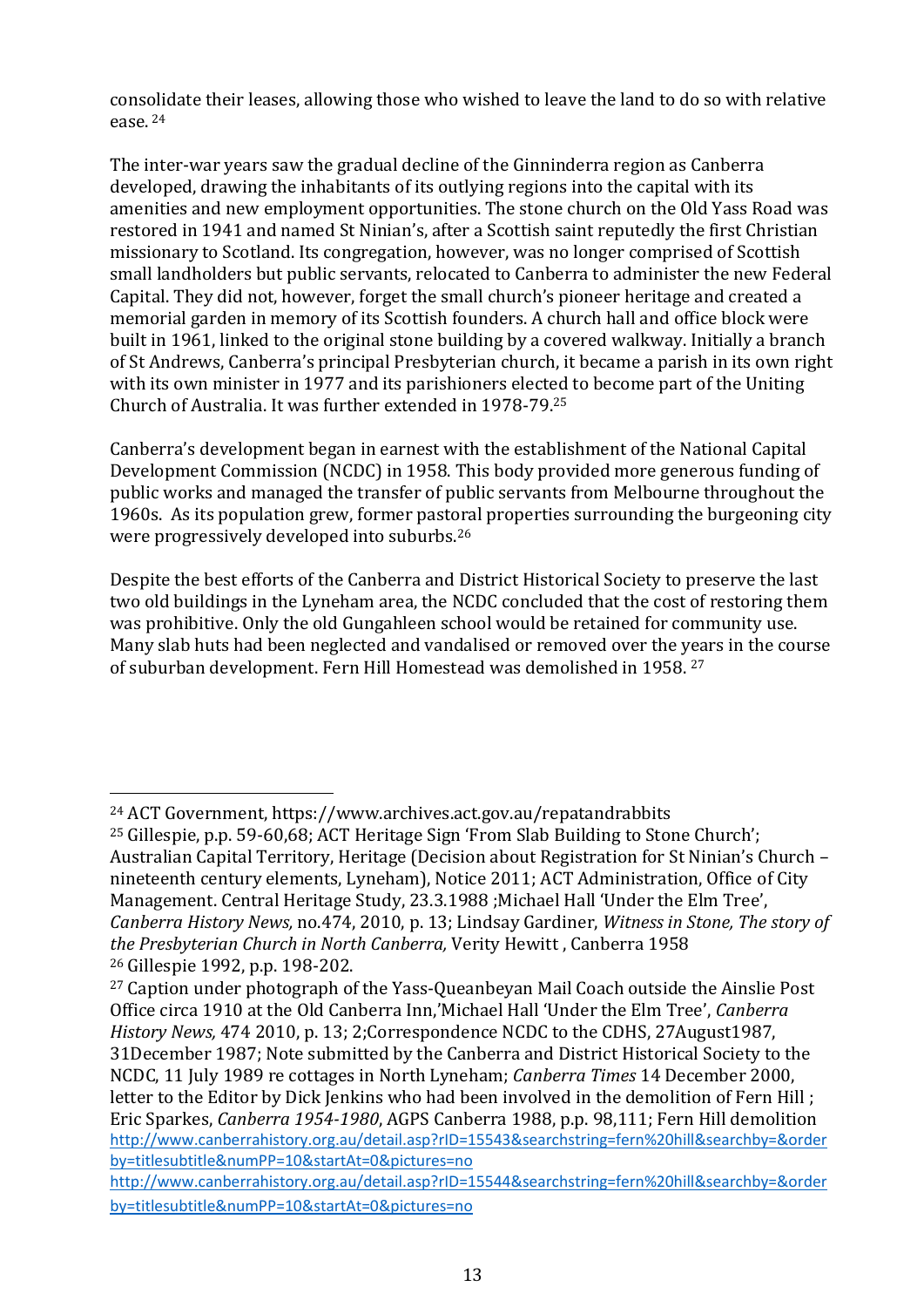consolidate their leases, allowing those who wished to leave the land to do so with relative ease. [24]

The inter-war years saw the gradual decline of the Ginninderra region as Canberra developed, drawing the inhabitants of its outlying regions into the capital with its amenities and new employment opportunities. The stone church on the Old Yass Road was restored in 1941 and named St Ninian's, after a Scottish saint reputedly the first Christian missionary to Scotland. Its congregation, however, was no longer comprised of Scottish small landholders but public servants, relocated to Canberra to administer the new Federal Capital. They did not, however, forget the small church's pioneer heritage and created a memorial garden in memory of its Scottish founders. A church hall and office block were built in 1961, linked to the original stone building by a covered walkway. Initially a branch of St Andrews, Canberra's principal Presbyterian church, it became a parish in its own right with its own minister in 1977 and its parishioners elected to become part of the Uniting Church of Australia. It was further extended in 1978-79.[25]

Canberra's development began in earnest with the establishment of the National Capital Development Commission (NCDC) in 1958. This body provided more generous funding of public works and managed the transfer of public servants from Melbourne throughout the 1960s. As its population grew, former pastoral properties surrounding the burgeoning city were progressively developed into suburbs.[26]

Despite the best efforts of the Canberra and District Historical Society to preserve the last two old buildings in the Lyneham area, the NCDC concluded that the cost of restoring them was prohibitive. Only the old Gungahleen school would be retained for community use. Many slab huts had been neglected and vandalised or removed over the years in the course of suburban development. Fern Hill Homestead was demolished in 1958. [27]

---

[24] ACT Government, https://www.archives.act.gov.au/repatandrabbits

[25] Gillespie, p.p. 59-60,68; ACT Heritage Sign 'From Slab Building to Stone Church'; Australian Capital Territory, Heritage (Decision about Registration for St Ninian's Church – nineteenth century elements, Lyneham), Notice 2011; ACT Administration, Office of City Management. Central Heritage Study, 23.3.1988 ;Michael Hall 'Under the Elm Tree', *Canberra History News,* no.474, 2010, p. 13; Lindsay Gardiner, *Witness in Stone, The story of the Presbyterian Church in North Canberra,* Verity Hewitt , Canberra 1958

[26] Gillespie 1992, p.p. 198-202.

[27] Caption under photograph of the Yass-Queanbeyan Mail Coach outside the Ainslie Post Office circa 1910 at the Old Canberra Inn,'Michael Hall 'Under the Elm Tree', *Canberra History News,* 474 2010, p. 13; 2;Correspondence NCDC to the CDHS, 27August1987, 31December 1987; Note submitted by the Canberra and District Historical Society to the NCDC, 11 July 1989 re cottages in North Lyneham; *Canberra Times* 14 December 2000, letter to the Editor by Dick Jenkins who had been involved in the demolition of Fern Hill ; Eric Sparkes, *Canberra 1954-1980*, AGPS Canberra 1988, p.p. 98,111; Fern Hill demolition http://www.canberrahistory.org.au/detail.asp?rID=15543&searchstring=fern%20hill&searchby=&orderby=titlesubtitle&numPP=10&startAt=0&pictures=no http://www.canberrahistory.org.au/detail.asp?rID=15544&searchstring=fern%20hill&searchby=&orderby=titlesubtitle&numPP=10&startAt=0&pictures=no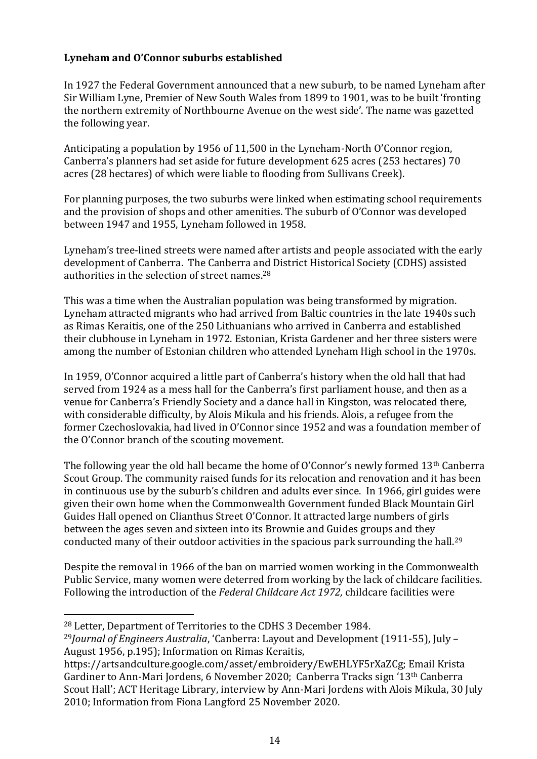**Lyneham and O'Connor suburbs established**

In 1927 the Federal Government announced that a new suburb, to be named Lyneham after Sir William Lyne, Premier of New South Wales from 1899 to 1901, was to be built 'fronting the northern extremity of Northbourne Avenue on the west side'. The name was gazetted the following year.

Anticipating a population by 1956 of 11,500 in the Lyneham-North O'Connor region, Canberra's planners had set aside for future development 625 acres (253 hectares) 70 acres (28 hectares) of which were liable to flooding from Sullivans Creek).

For planning purposes, the two suburbs were linked when estimating school requirements and the provision of shops and other amenities. The suburb of O'Connor was developed between 1947 and 1955, Lyneham followed in 1958.

Lyneham's tree-lined streets were named after artists and people associated with the early development of Canberra. The Canberra and District Historical Society (CDHS) assisted authorities in the selection of street names.[28]

This was a time when the Australian population was being transformed by migration. Lyneham attracted migrants who had arrived from Baltic countries in the late 1940s such as Rimas Keraitis, one of the 250 Lithuanians who arrived in Canberra and established their clubhouse in Lyneham in 1972. Estonian, Krista Gardener and her three sisters were among the number of Estonian children who attended Lyneham High school in the 1970s.

In 1959, O'Connor acquired a little part of Canberra's history when the old hall that had served from 1924 as a mess hall for the Canberra's first parliament house, and then as a venue for Canberra's Friendly Society and a dance hall in Kingston, was relocated there, with considerable difficulty, by Alois Mikula and his friends. Alois, a refugee from the former Czechoslovakia, had lived in O'Connor since 1952 and was a foundation member of the O'Connor branch of the scouting movement.

The following year the old hall became the home of O'Connor's newly formed 13th Canberra Scout Group. The community raised funds for its relocation and renovation and it has been in continuous use by the suburb's children and adults ever since. In 1966, girl guides were given their own home when the Commonwealth Government funded Black Mountain Girl Guides Hall opened on Clianthus Street O'Connor. It attracted large numbers of girls between the ages seven and sixteen into its Brownie and Guides groups and they conducted many of their outdoor activities in the spacious park surrounding the hall.[29]

Despite the removal in 1966 of the ban on married women working in the Commonwealth Public Service, many women were deterred from working by the lack of childcare facilities. Following the introduction of the *Federal Childcare Act 1972,* childcare facilities were

---

[28] Letter, Department of Territories to the CDHS 3 December 1984.

[29] *Journal of Engineers Australia*, 'Canberra: Layout and Development (1911-55), July – August 1956, p.195); Information on Rimas Keraitis, https://artsandculture.google.com/asset/embroidery/EwEHLYF5rXaZCg; Email Krista Gardiner to Ann-Mari Jordens, 6 November 2020; Canberra Tracks sign '13th Canberra Scout Hall'; ACT Heritage Library, interview by Ann-Mari Jordens with Alois Mikula, 30 July 2010; Information from Fiona Langford 25 November 2020.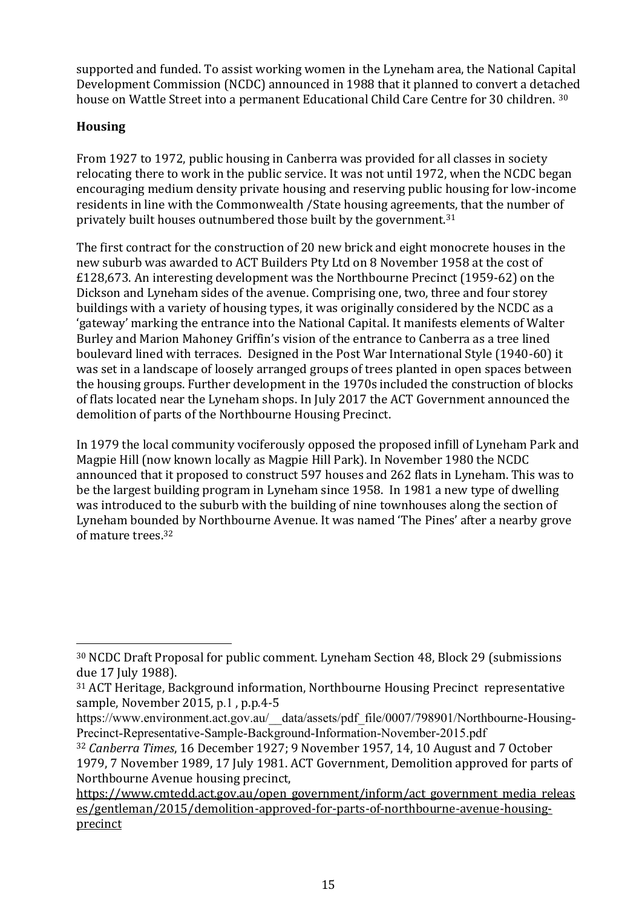supported and funded. To assist working women in the Lyneham area, the National Capital Development Commission (NCDC) announced in 1988 that it planned to convert a detached house on Wattle Street into a permanent Educational Child Care Centre for 30 children. [30]

## Housing

From 1927 to 1972, public housing in Canberra was provided for all classes in society relocating there to work in the public service. It was not until 1972, when the NCDC began encouraging medium density private housing and reserving public housing for low-income residents in line with the Commonwealth /State housing agreements, that the number of privately built houses outnumbered those built by the government.[31]

The first contract for the construction of 20 new brick and eight monocrete houses in the new suburb was awarded to ACT Builders Pty Ltd on 8 November 1958 at the cost of £128,673. An interesting development was the Northbourne Precinct (1959-62) on the Dickson and Lyneham sides of the avenue. Comprising one, two, three and four storey buildings with a variety of housing types, it was originally considered by the NCDC as a 'gateway' marking the entrance into the National Capital. It manifests elements of Walter Burley and Marion Mahoney Griffin's vision of the entrance to Canberra as a tree lined boulevard lined with terraces. Designed in the Post War International Style (1940-60) it was set in a landscape of loosely arranged groups of trees planted in open spaces between the housing groups. Further development in the 1970s included the construction of blocks of flats located near the Lyneham shops. In July 2017 the ACT Government announced the demolition of parts of the Northbourne Housing Precinct.

In 1979 the local community vociferously opposed the proposed infill of Lyneham Park and Magpie Hill (now known locally as Magpie Hill Park). In November 1980 the NCDC announced that it proposed to construct 597 houses and 262 flats in Lyneham. This was to be the largest building program in Lyneham since 1958. In 1981 a new type of dwelling was introduced to the suburb with the building of nine townhouses along the section of Lyneham bounded by Northbourne Avenue. It was named 'The Pines' after a nearby grove of mature trees.[32]

---

[30] NCDC Draft Proposal for public comment. Lyneham Section 48, Block 29 (submissions due 17 July 1988).

[31] ACT Heritage, Background information, Northbourne Housing Precinct representative sample, November 2015, p.1 , p.p.4-5 https://www.environment.act.gov.au/__data/assets/pdf_file/0007/798901/Northbourne-Housing-Precinct-Representative-Sample-Background-Information-November-2015.pdf

[32] *Canberra Times*, 16 December 1927; 9 November 1957, 14, 10 August and 7 October 1979, 7 November 1989, 17 July 1981. ACT Government, Demolition approved for parts of Northbourne Avenue housing precinct, https://www.cmtedd.act.gov.au/open_government/inform/act_government_media_releases/gentleman/2015/demolition-approved-for-parts-of-northbourne-avenue-housing-precinct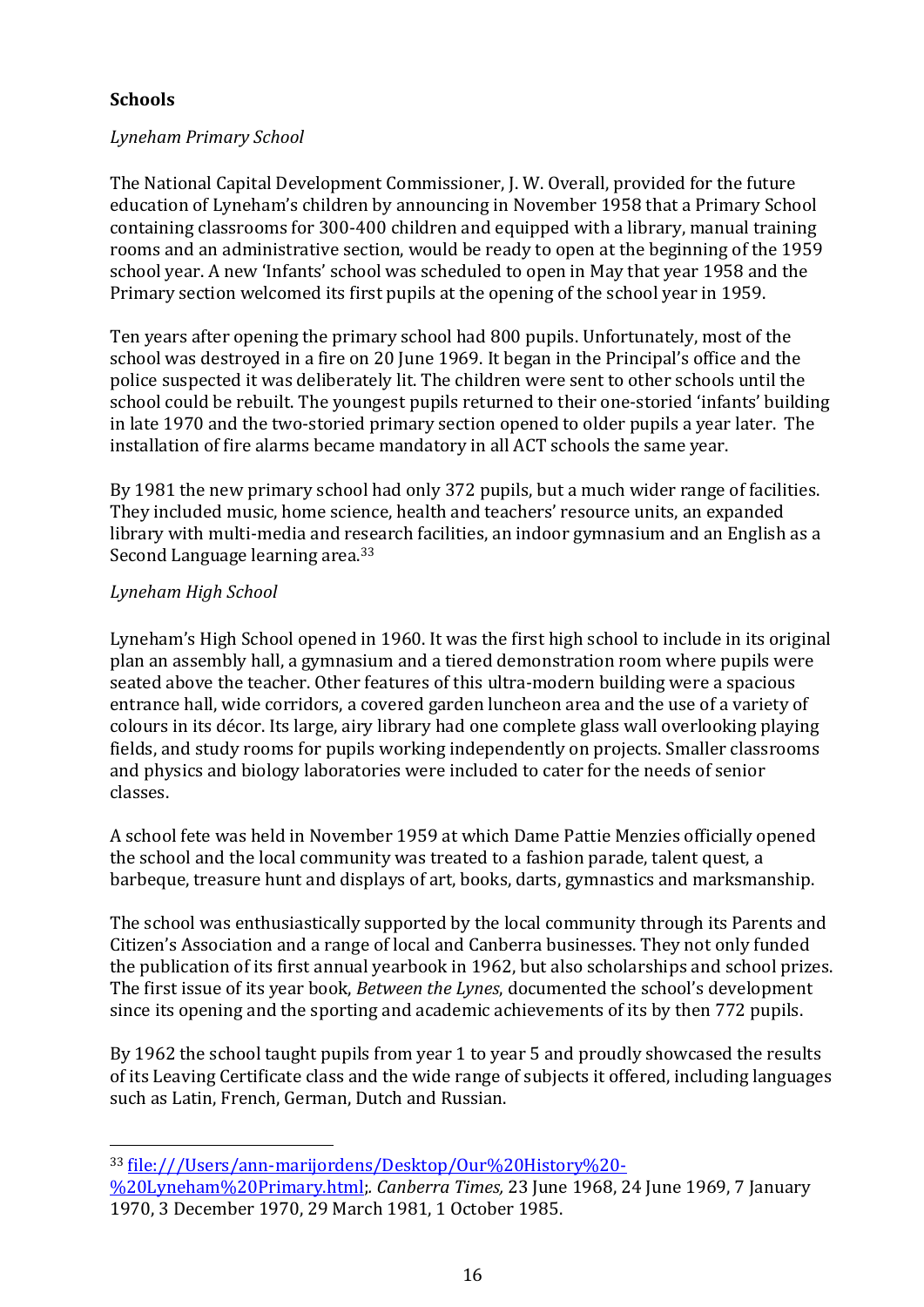## Schools

*Lyneham Primary School*

The National Capital Development Commissioner, J. W. Overall, provided for the future education of Lyneham's children by announcing in November 1958 that a Primary School containing classrooms for 300-400 children and equipped with a library, manual training rooms and an administrative section, would be ready to open at the beginning of the 1959 school year. A new 'Infants' school was scheduled to open in May that year 1958 and the Primary section welcomed its first pupils at the opening of the school year in 1959.

Ten years after opening the primary school had 800 pupils. Unfortunately, most of the school was destroyed in a fire on 20 June 1969. It began in the Principal's office and the police suspected it was deliberately lit. The children were sent to other schools until the school could be rebuilt. The youngest pupils returned to their one-storied 'infants' building in late 1970 and the two-storied primary section opened to older pupils a year later. The installation of fire alarms became mandatory in all ACT schools the same year.

By 1981 the new primary school had only 372 pupils, but a much wider range of facilities. They included music, home science, health and teachers' resource units, an expanded library with multi-media and research facilities, an indoor gymnasium and an English as a Second Language learning area.[33]

*Lyneham High School*

Lyneham's High School opened in 1960. It was the first high school to include in its original plan an assembly hall, a gymnasium and a tiered demonstration room where pupils were seated above the teacher. Other features of this ultra-modern building were a spacious entrance hall, wide corridors, a covered garden luncheon area and the use of a variety of colours in its décor. Its large, airy library had one complete glass wall overlooking playing fields, and study rooms for pupils working independently on projects. Smaller classrooms and physics and biology laboratories were included to cater for the needs of senior classes.

A school fete was held in November 1959 at which Dame Pattie Menzies officially opened the school and the local community was treated to a fashion parade, talent quest, a barbeque, treasure hunt and displays of art, books, darts, gymnastics and marksmanship.

The school was enthusiastically supported by the local community through its Parents and Citizen's Association and a range of local and Canberra businesses. They not only funded the publication of its first annual yearbook in 1962, but also scholarships and school prizes. The first issue of its year book, *Between the Lynes*, documented the school's development since its opening and the sporting and academic achievements of its by then 772 pupils.

By 1962 the school taught pupils from year 1 to year 5 and proudly showcased the results of its Leaving Certificate class and the wide range of subjects it offered, including languages such as Latin, French, German, Dutch and Russian.

---

[33] file:///Users/ann-marijordens/Desktop/Our%20History%20-%20Lyneham%20Primary.html;. *Canberra Times,* 23 June 1968, 24 June 1969, 7 January 1970, 3 December 1970, 29 March 1981, 1 October 1985.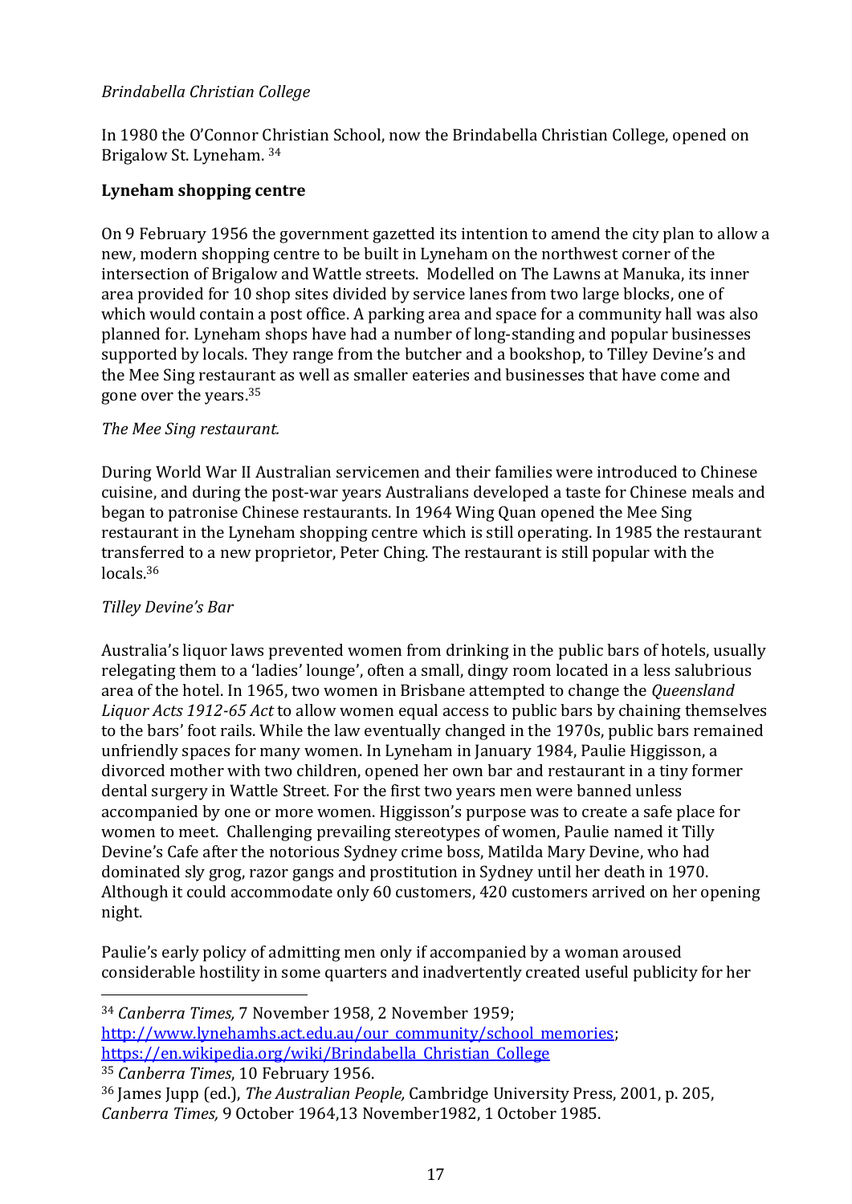*Brindabella Christian College*

In 1980 the O'Connor Christian School, now the Brindabella Christian College, opened on Brigalow St. Lyneham. [34]

**Lyneham shopping centre**

On 9 February 1956 the government gazetted its intention to amend the city plan to allow a new, modern shopping centre to be built in Lyneham on the northwest corner of the intersection of Brigalow and Wattle streets. Modelled on The Lawns at Manuka, its inner area provided for 10 shop sites divided by service lanes from two large blocks, one of which would contain a post office. A parking area and space for a community hall was also planned for. Lyneham shops have had a number of long-standing and popular businesses supported by locals. They range from the butcher and a bookshop, to Tilley Devine's and the Mee Sing restaurant as well as smaller eateries and businesses that have come and gone over the years.[35]

*The Mee Sing restaurant.*

During World War II Australian servicemen and their families were introduced to Chinese cuisine, and during the post-war years Australians developed a taste for Chinese meals and began to patronise Chinese restaurants. In 1964 Wing Quan opened the Mee Sing restaurant in the Lyneham shopping centre which is still operating. In 1985 the restaurant transferred to a new proprietor, Peter Ching. The restaurant is still popular with the locals.[36]

*Tilley Devine's Bar*

Australia's liquor laws prevented women from drinking in the public bars of hotels, usually relegating them to a 'ladies' lounge', often a small, dingy room located in a less salubrious area of the hotel. In 1965, two women in Brisbane attempted to change the *Queensland Liquor Acts 1912-65 Act* to allow women equal access to public bars by chaining themselves to the bars' foot rails. While the law eventually changed in the 1970s, public bars remained unfriendly spaces for many women. In Lyneham in January 1984, Paulie Higgisson, a divorced mother with two children, opened her own bar and restaurant in a tiny former dental surgery in Wattle Street. For the first two years men were banned unless accompanied by one or more women. Higgisson's purpose was to create a safe place for women to meet. Challenging prevailing stereotypes of women, Paulie named it Tilly Devine's Cafe after the notorious Sydney crime boss, Matilda Mary Devine, who had dominated sly grog, razor gangs and prostitution in Sydney until her death in 1970. Although it could accommodate only 60 customers, 420 customers arrived on her opening night.

Paulie's early policy of admitting men only if accompanied by a woman aroused considerable hostility in some quarters and inadvertently created useful publicity for her

---

[34] *Canberra Times,* 7 November 1958, 2 November 1959; http://www.lynehamhs.act.edu.au/our_community/school_memories; https://en.wikipedia.org/wiki/Brindabella_Christian_College

[35] *Canberra Times*, 10 February 1956.

[36] James Jupp (ed.), *The Australian People,* Cambridge University Press, 2001, p. 205, *Canberra Times,* 9 October 1964,13 November1982, 1 October 1985.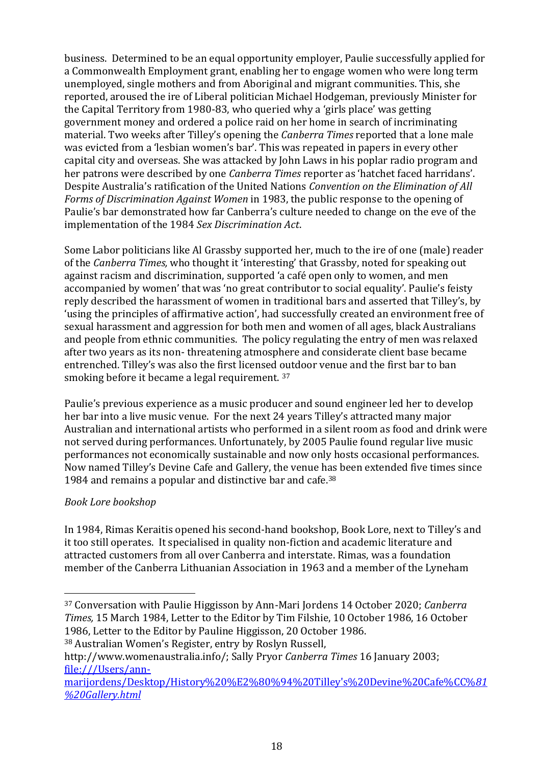business. Determined to be an equal opportunity employer, Paulie successfully applied for a Commonwealth Employment grant, enabling her to engage women who were long term unemployed, single mothers and from Aboriginal and migrant communities. This, she reported, aroused the ire of Liberal politician Michael Hodgeman, previously Minister for the Capital Territory from 1980-83, who queried why a 'girls place' was getting government money and ordered a police raid on her home in search of incriminating material. Two weeks after Tilley's opening the *Canberra Times* reported that a lone male was evicted from a 'lesbian women's bar'. This was repeated in papers in every other capital city and overseas. She was attacked by John Laws in his poplar radio program and her patrons were described by one *Canberra Times* reporter as 'hatchet faced harridans'. Despite Australia's ratification of the United Nations *Convention on the Elimination of All Forms of Discrimination Against Women* in 1983, the public response to the opening of Paulie's bar demonstrated how far Canberra's culture needed to change on the eve of the implementation of the 1984 *Sex Discrimination Act*.

Some Labor politicians like Al Grassby supported her, much to the ire of one (male) reader of the *Canberra Times,* who thought it 'interesting' that Grassby, noted for speaking out against racism and discrimination, supported 'a café open only to women, and men accompanied by women' that was 'no great contributor to social equality'. Paulie's feisty reply described the harassment of women in traditional bars and asserted that Tilley's, by 'using the principles of affirmative action', had successfully created an environment free of sexual harassment and aggression for both men and women of all ages, black Australians and people from ethnic communities. The policy regulating the entry of men was relaxed after two years as its non- threatening atmosphere and considerate client base became entrenched. Tilley's was also the first licensed outdoor venue and the first bar to ban smoking before it became a legal requirement. [37]

Paulie's previous experience as a music producer and sound engineer led her to develop her bar into a live music venue. For the next 24 years Tilley's attracted many major Australian and international artists who performed in a silent room as food and drink were not served during performances. Unfortunately, by 2005 Paulie found regular live music performances not economically sustainable and now only hosts occasional performances. Now named Tilley's Devine Cafe and Gallery, the venue has been extended five times since 1984 and remains a popular and distinctive bar and cafe.[38]

*Book Lore bookshop*

In 1984, Rimas Keraitis opened his second-hand bookshop, Book Lore, next to Tilley's and it too still operates. It specialised in quality non-fiction and academic literature and attracted customers from all over Canberra and interstate. Rimas, was a foundation member of the Canberra Lithuanian Association in 1963 and a member of the Lyneham

---

[37] Conversation with Paulie Higgisson by Ann-Mari Jordens 14 October 2020; *Canberra Times,* 15 March 1984, Letter to the Editor by Tim Filshie, 10 October 1986, 16 October 1986, Letter to the Editor by Pauline Higgisson, 20 October 1986.

[38] Australian Women's Register, entry by Roslyn Russell, http://www.womenaustralia.info/; Sally Pryor *Canberra Times* 16 January 2003; file:///Users/ann-marijordens/Desktop/History%20%E2%80%94%20Tilley's%20Devine%20Cafe%CC%81%20Gallery.html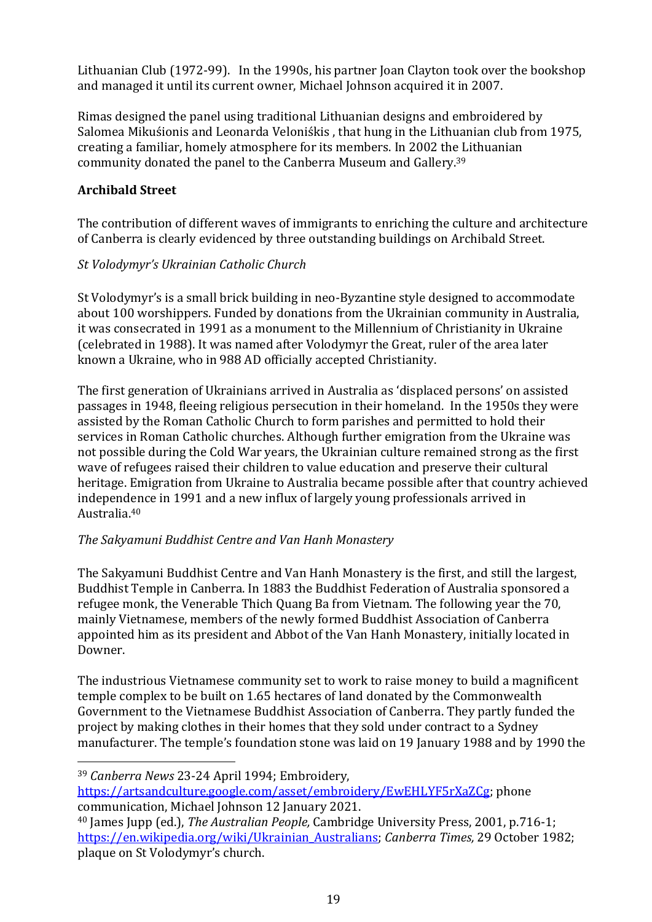Lithuanian Club (1972-99). In the 1990s, his partner Joan Clayton took over the bookshop and managed it until its current owner, Michael Johnson acquired it in 2007.

Rimas designed the panel using traditional Lithuanian designs and embroidered by Salomea Mikuśionis and Leonarda Veloniśkis , that hung in the Lithuanian club from 1975, creating a familiar, homely atmosphere for its members. In 2002 the Lithuanian community donated the panel to the Canberra Museum and Gallery.[39]

**Archibald Street**

The contribution of different waves of immigrants to enriching the culture and architecture of Canberra is clearly evidenced by three outstanding buildings on Archibald Street.

*St Volodymyr's Ukrainian Catholic Church*

St Volodymyr's is a small brick building in neo-Byzantine style designed to accommodate about 100 worshippers. Funded by donations from the Ukrainian community in Australia, it was consecrated in 1991 as a monument to the Millennium of Christianity in Ukraine (celebrated in 1988). It was named after Volodymyr the Great, ruler of the area later known a Ukraine, who in 988 AD officially accepted Christianity.

The first generation of Ukrainians arrived in Australia as 'displaced persons' on assisted passages in 1948, fleeing religious persecution in their homeland. In the 1950s they were assisted by the Roman Catholic Church to form parishes and permitted to hold their services in Roman Catholic churches. Although further emigration from the Ukraine was not possible during the Cold War years, the Ukrainian culture remained strong as the first wave of refugees raised their children to value education and preserve their cultural heritage. Emigration from Ukraine to Australia became possible after that country achieved independence in 1991 and a new influx of largely young professionals arrived in Australia.[40]

*The Sakyamuni Buddhist Centre and Van Hanh Monastery*

The Sakyamuni Buddhist Centre and Van Hanh Monastery is the first, and still the largest, Buddhist Temple in Canberra. In 1883 the Buddhist Federation of Australia sponsored a refugee monk, the Venerable Thich Quang Ba from Vietnam. The following year the 70, mainly Vietnamese, members of the newly formed Buddhist Association of Canberra appointed him as its president and Abbot of the Van Hanh Monastery, initially located in Downer.

The industrious Vietnamese community set to work to raise money to build a magnificent temple complex to be built on 1.65 hectares of land donated by the Commonwealth Government to the Vietnamese Buddhist Association of Canberra. They partly funded the project by making clothes in their homes that they sold under contract to a Sydney manufacturer. The temple's foundation stone was laid on 19 January 1988 and by 1990 the

---

[39] *Canberra News* 23-24 April 1994; Embroidery, https://artsandculture.google.com/asset/embroidery/EwEHLYF5rXaZCg; phone communication, Michael Johnson 12 January 2021.

[40] James Jupp (ed.), *The Australian People,* Cambridge University Press, 2001, p.716-1; https://en.wikipedia.org/wiki/Ukrainian_Australians; *Canberra Times,* 29 October 1982; plaque on St Volodymyr's church.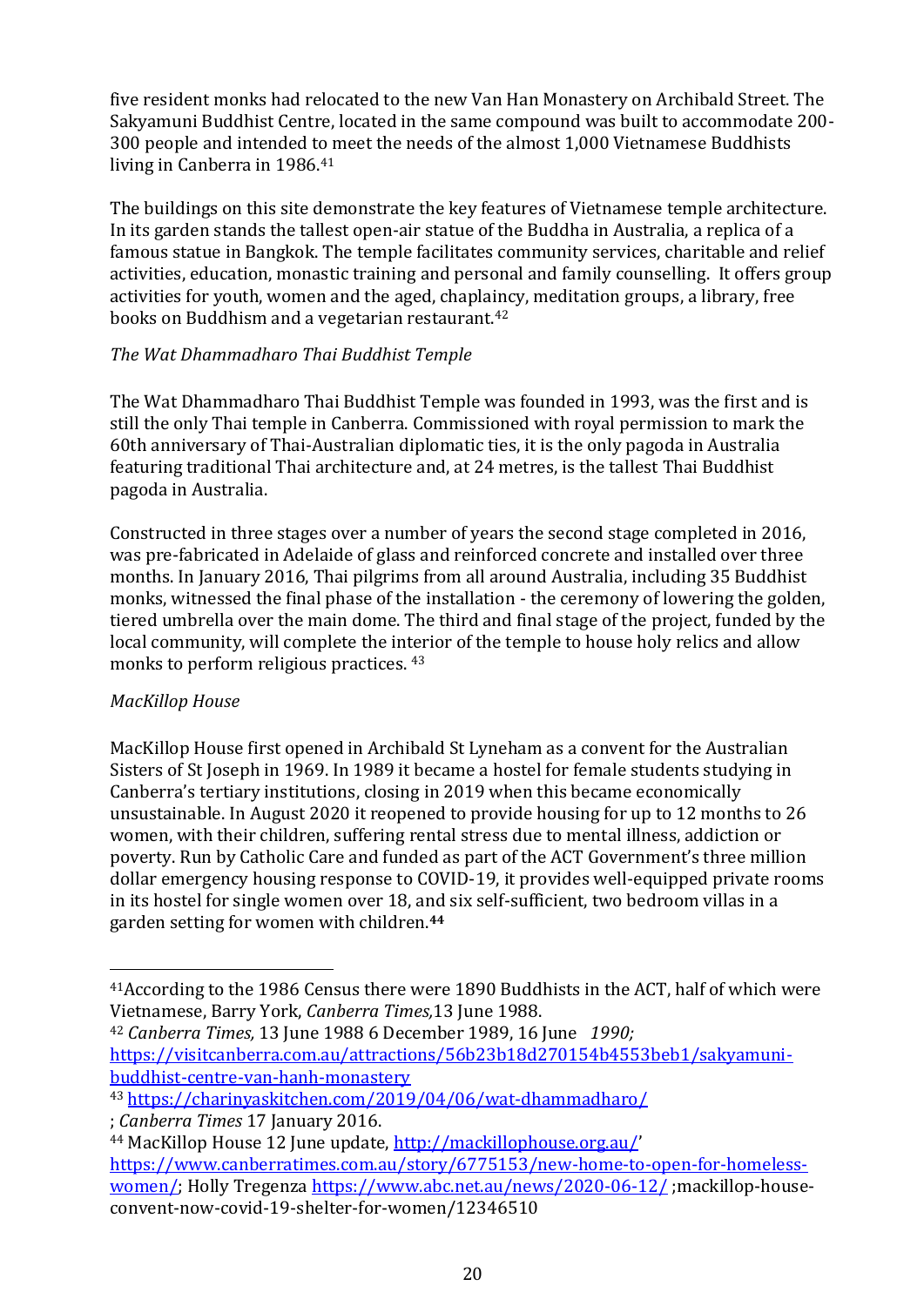five resident monks had relocated to the new Van Han Monastery on Archibald Street. The Sakyamuni Buddhist Centre, located in the same compound was built to accommodate 200-300 people and intended to meet the needs of the almost 1,000 Vietnamese Buddhists living in Canberra in 1986.[41]

The buildings on this site demonstrate the key features of Vietnamese temple architecture. In its garden stands the tallest open-air statue of the Buddha in Australia, a replica of a famous statue in Bangkok. The temple facilitates community services, charitable and relief activities, education, monastic training and personal and family counselling. It offers group activities for youth, women and the aged, chaplaincy, meditation groups, a library, free books on Buddhism and a vegetarian restaurant.[42]

*The Wat Dhammadharo Thai Buddhist Temple*

The Wat Dhammadharo Thai Buddhist Temple was founded in 1993, was the first and is still the only Thai temple in Canberra. Commissioned with royal permission to mark the 60th anniversary of Thai-Australian diplomatic ties, it is the only pagoda in Australia featuring traditional Thai architecture and, at 24 metres, is the tallest Thai Buddhist pagoda in Australia.

Constructed in three stages over a number of years the second stage completed in 2016, was pre-fabricated in Adelaide of glass and reinforced concrete and installed over three months. In January 2016, Thai pilgrims from all around Australia, including 35 Buddhist monks, witnessed the final phase of the installation - the ceremony of lowering the golden, tiered umbrella over the main dome. The third and final stage of the project, funded by the local community, will complete the interior of the temple to house holy relics and allow monks to perform religious practices. [43]

*MacKillop House*

MacKillop House first opened in Archibald St Lyneham as a convent for the Australian Sisters of St Joseph in 1969. In 1989 it became a hostel for female students studying in Canberra's tertiary institutions, closing in 2019 when this became economically unsustainable. In August 2020 it reopened to provide housing for up to 12 months to 26 women, with their children, suffering rental stress due to mental illness, addiction or poverty. Run by Catholic Care and funded as part of the ACT Government's three million dollar emergency housing response to COVID-19, it provides well-equipped private rooms in its hostel for single women over 18, and six self-sufficient, two bedroom villas in a garden setting for women with children.[44]

---

[41] According to the 1986 Census there were 1890 Buddhists in the ACT, half of which were Vietnamese, Barry York, *Canberra Times,* 13 June 1988.

[42] *Canberra Times,* 13 June 1988 6 December 1989, 16 June *1990;* https://visitcanberra.com.au/attractions/56b23b18d270154b4553beb1/sakyamuni-buddhist-centre-van-hanh-monastery

[43] https://charinyaskitchen.com/2019/04/06/wat-dhammadharo/ ; *Canberra Times* 17 January 2016.

[44] MacKillop House 12 June update, http://mackillophouse.org.au/' https://www.canberratimes.com.au/story/6775153/new-home-to-open-for-homeless-women/; Holly Tregenza https://www.abc.net.au/news/2020-06-12/ ;mackillop-house-convent-now-covid-19-shelter-for-women/12346510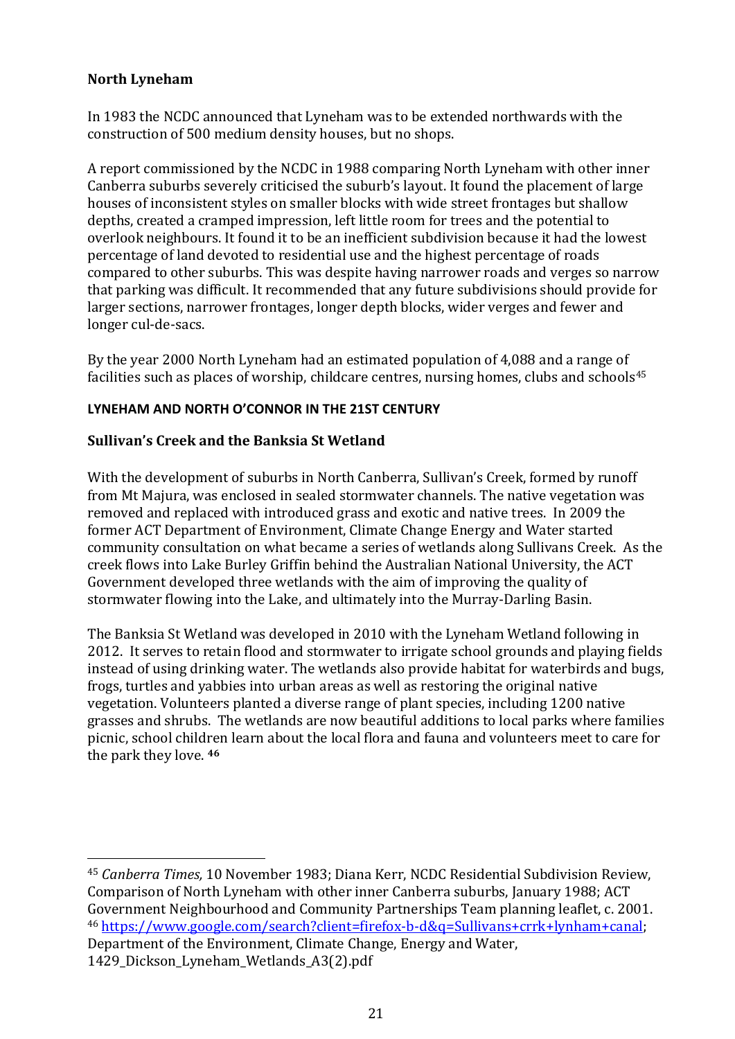### North Lyneham

In 1983 the NCDC announced that Lyneham was to be extended northwards with the construction of 500 medium density houses, but no shops.

A report commissioned by the NCDC in 1988 comparing North Lyneham with other inner Canberra suburbs severely criticised the suburb's layout. It found the placement of large houses of inconsistent styles on smaller blocks with wide street frontages but shallow depths, created a cramped impression, left little room for trees and the potential to overlook neighbours. It found it to be an inefficient subdivision because it had the lowest percentage of land devoted to residential use and the highest percentage of roads compared to other suburbs. This was despite having narrower roads and verges so narrow that parking was difficult. It recommended that any future subdivisions should provide for larger sections, narrower frontages, longer depth blocks, wider verges and fewer and longer cul-de-sacs.

By the year 2000 North Lyneham had an estimated population of 4,088 and a range of facilities such as places of worship, childcare centres, nursing homes, clubs and schools[45]

## LYNEHAM AND NORTH O'CONNOR IN THE 21ST CENTURY

### Sullivan's Creek and the Banksia St Wetland

With the development of suburbs in North Canberra, Sullivan's Creek, formed by runoff from Mt Majura, was enclosed in sealed stormwater channels. The native vegetation was removed and replaced with introduced grass and exotic and native trees. In 2009 the former ACT Department of Environment, Climate Change Energy and Water started community consultation on what became a series of wetlands along Sullivans Creek. As the creek flows into Lake Burley Griffin behind the Australian National University, the ACT Government developed three wetlands with the aim of improving the quality of stormwater flowing into the Lake, and ultimately into the Murray-Darling Basin.

The Banksia St Wetland was developed in 2010 with the Lyneham Wetland following in 2012. It serves to retain flood and stormwater to irrigate school grounds and playing fields instead of using drinking water. The wetlands also provide habitat for waterbirds and bugs, frogs, turtles and yabbies into urban areas as well as restoring the original native vegetation. Volunteers planted a diverse range of plant species, including 1200 native grasses and shrubs. The wetlands are now beautiful additions to local parks where families picnic, school children learn about the local flora and fauna and volunteers meet to care for the park they love. **[46]**

---

[45] *Canberra Times,* 10 November 1983; Diana Kerr, NCDC Residential Subdivision Review, Comparison of North Lyneham with other inner Canberra suburbs, January 1988; ACT Government Neighbourhood and Community Partnerships Team planning leaflet, c. 2001.

[46] https://www.google.com/search?client=firefox-b-d&q=Sullivans+crrk+lynham+canal; Department of the Environment, Climate Change, Energy and Water, 1429_Dickson_Lyneham_Wetlands_A3(2).pdf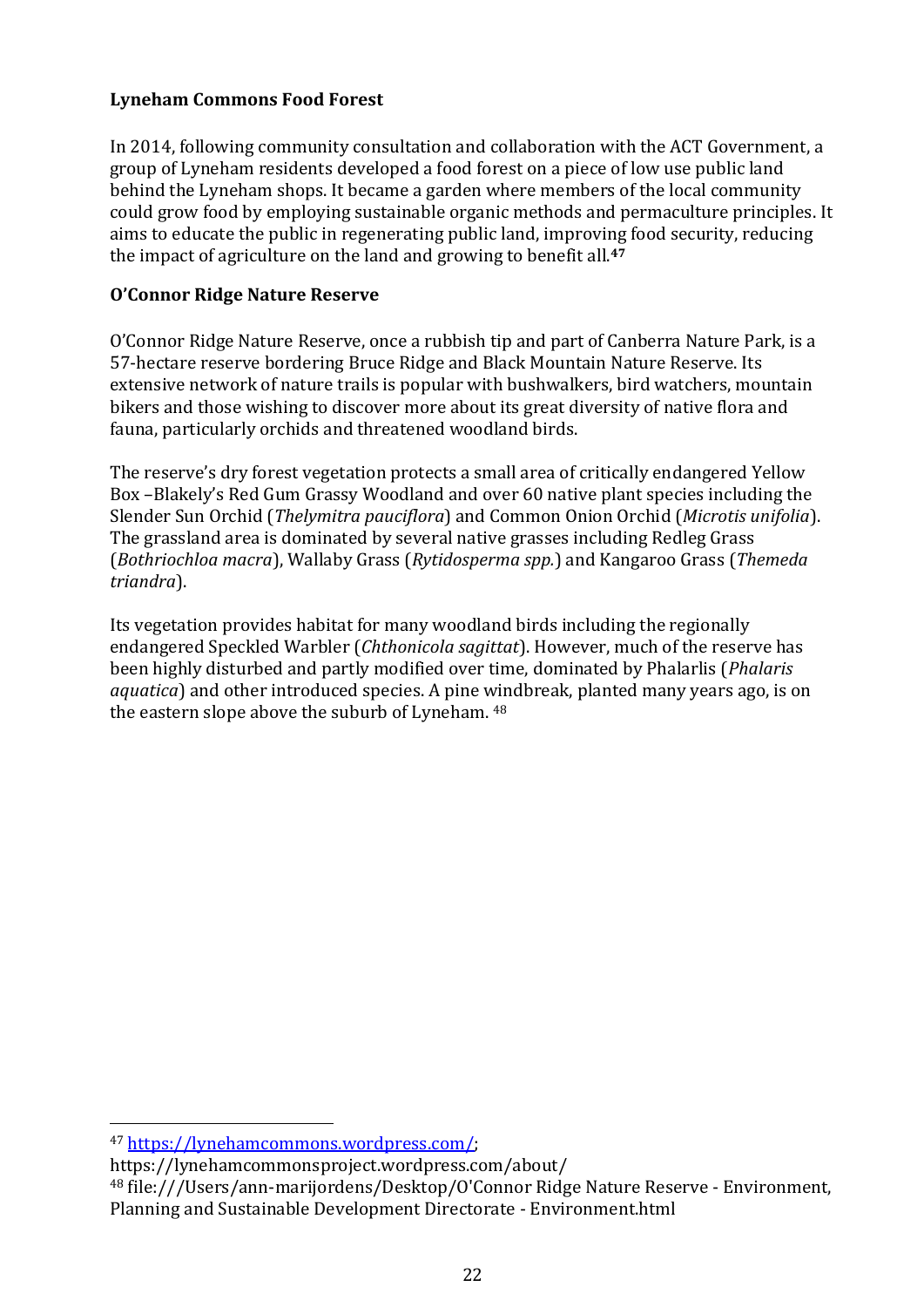**Lyneham Commons Food Forest**

In 2014, following community consultation and collaboration with the ACT Government, a group of Lyneham residents developed a food forest on a piece of low use public land behind the Lyneham shops. It became a garden where members of the local community could grow food by employing sustainable organic methods and permaculture principles. It aims to educate the public in regenerating public land, improving food security, reducing the impact of agriculture on the land and growing to benefit all.[47]

**O'Connor Ridge Nature Reserve**

O'Connor Ridge Nature Reserve, once a rubbish tip and part of Canberra Nature Park, is a 57-hectare reserve bordering Bruce Ridge and Black Mountain Nature Reserve. Its extensive network of nature trails is popular with bushwalkers, bird watchers, mountain bikers and those wishing to discover more about its great diversity of native flora and fauna, particularly orchids and threatened woodland birds.

The reserve's dry forest vegetation protects a small area of critically endangered Yellow Box –Blakely's Red Gum Grassy Woodland and over 60 native plant species including the Slender Sun Orchid (*Thelymitra pauciflora*) and Common Onion Orchid (*Microtis unifolia*). The grassland area is dominated by several native grasses including Redleg Grass (*Bothriochloa macra*), Wallaby Grass (*Rytidosperma spp.*) and Kangaroo Grass (*Themeda triandra*).

Its vegetation provides habitat for many woodland birds including the regionally endangered Speckled Warbler (*Chthonicola sagittat*). However, much of the reserve has been highly disturbed and partly modified over time, dominated by Phalarlis (*Phalaris aquatica*) and other introduced species. A pine windbreak, planted many years ago, is on the eastern slope above the suburb of Lyneham. [48]

---

[47] https://lynehamcommons.wordpress.com/; https://lynehamcommonsproject.wordpress.com/about/

[48] file:///Users/ann-marijordens/Desktop/O'Connor Ridge Nature Reserve - Environment, Planning and Sustainable Development Directorate - Environment.html